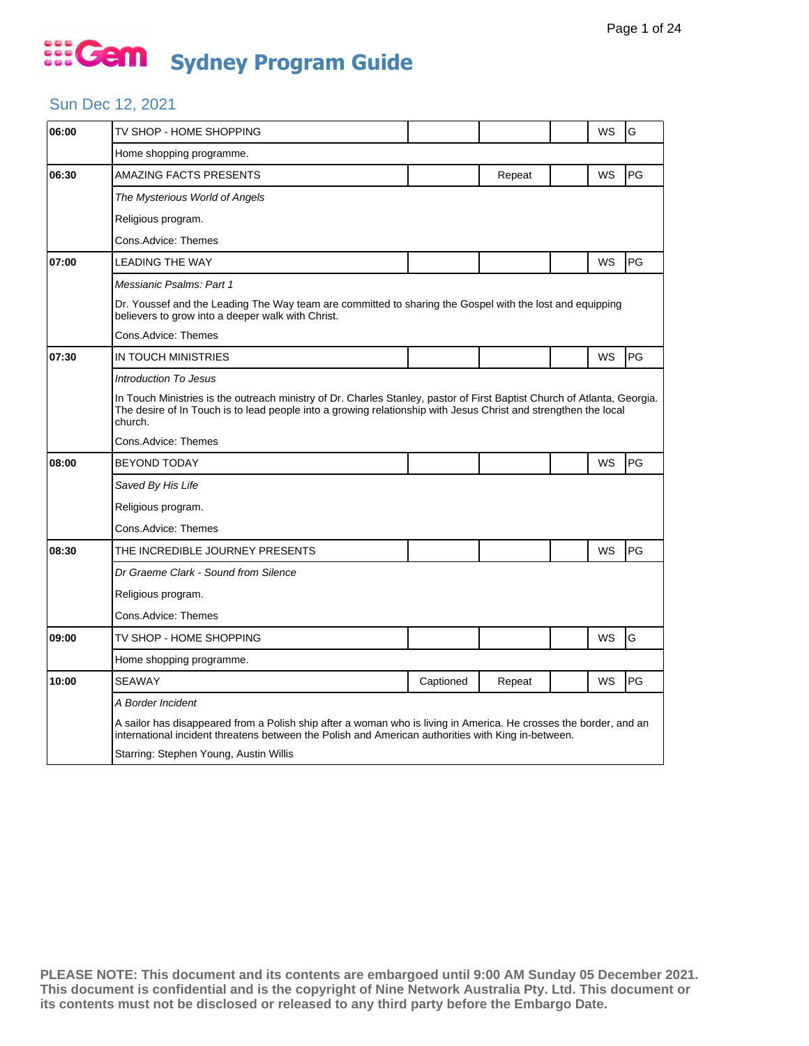# Gem Sydney Program Guide

## Sun Dec 12, 2021

| Time | Program | Captioned | Repeat | | WS | Rating |
|---|---|---|---|---|---|---|
| 06:00 | TV SHOP - HOME SHOPPING | | | | WS | G |
| | Home shopping programme. | | | | | |
| 06:30 | AMAZING FACTS PRESENTS | | Repeat | | WS | PG |
| | *The Mysterious World of Angels* | | | | | |
| | Religious program. | | | | | |
| | Cons.Advice: Themes | | | | | |
| 07:00 | LEADING THE WAY | | | | WS | PG |
| | *Messianic Psalms: Part 1* | | | | | |
| | Dr. Youssef and the Leading The Way team are committed to sharing the Gospel with the lost and equipping believers to grow into a deeper walk with Christ. | | | | | |
| | Cons.Advice: Themes | | | | | |
| 07:30 | IN TOUCH MINISTRIES | | | | WS | PG |
| | *Introduction To Jesus* | | | | | |
| | In Touch Ministries is the outreach ministry of Dr. Charles Stanley, pastor of First Baptist Church of Atlanta, Georgia. The desire of In Touch is to lead people into a growing relationship with Jesus Christ and strengthen the local church. | | | | | |
| | Cons.Advice: Themes | | | | | |
| 08:00 | BEYOND TODAY | | | | WS | PG |
| | *Saved By His Life* | | | | | |
| | Religious program. | | | | | |
| | Cons.Advice: Themes | | | | | |
| 08:30 | THE INCREDIBLE JOURNEY PRESENTS | | | | WS | PG |
| | *Dr Graeme Clark - Sound from Silence* | | | | | |
| | Religious program. | | | | | |
| | Cons.Advice: Themes | | | | | |
| 09:00 | TV SHOP - HOME SHOPPING | | | | WS | G |
| | Home shopping programme. | | | | | |
| 10:00 | SEAWAY | Captioned | Repeat | | WS | PG |
| | *A Border Incident* | | | | | |
| | A sailor has disappeared from a Polish ship after a woman who is living in America. He crosses the border, and an international incident threatens between the Polish and American authorities with King in-between. | | | | | |
| | Starring: Stephen Young, Austin Willis | | | | | |

**PLEASE NOTE: This document and its contents are embargoed until 9:00 AM Sunday 05 December 2021. This document is confidential and is the copyright of Nine Network Australia Pty. Ltd. This document or its contents must not be disclosed or released to any third party before the Embargo Date.**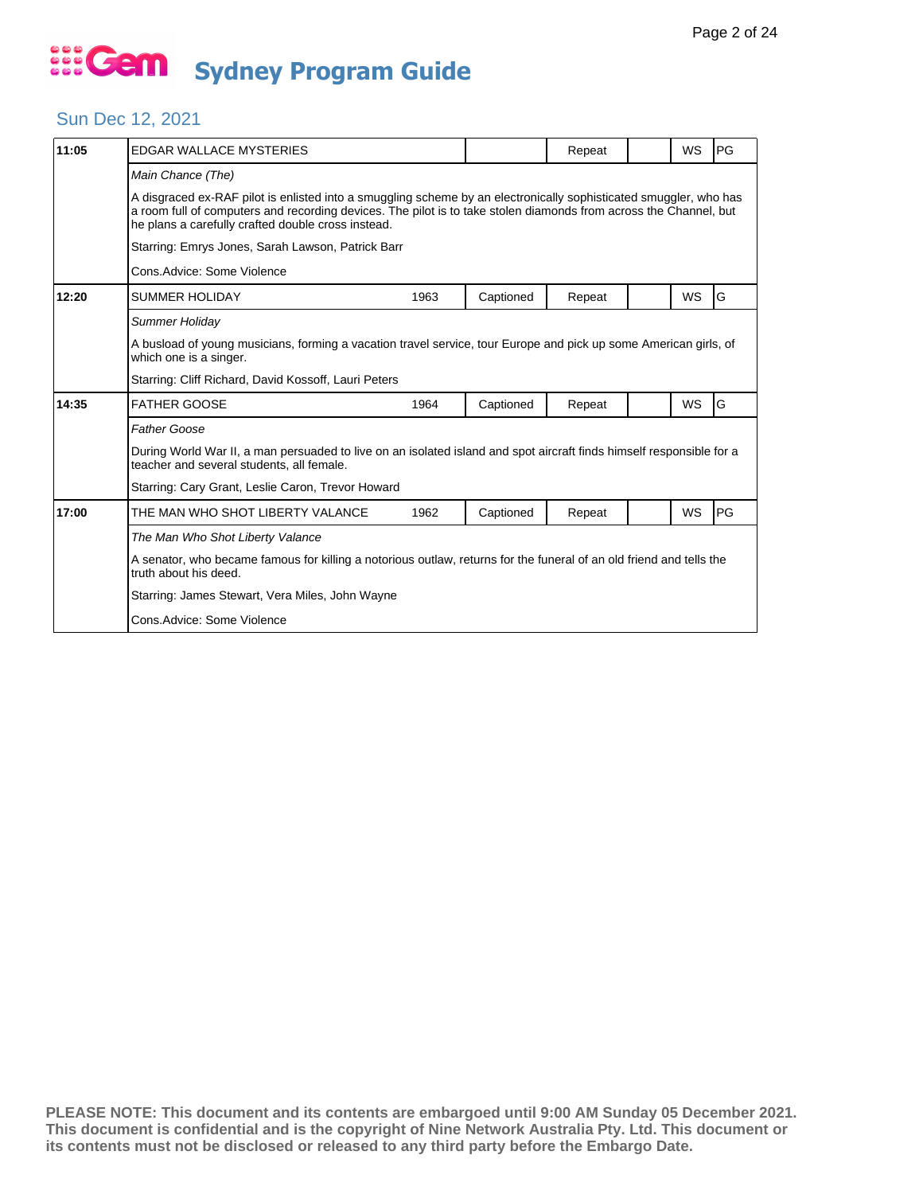# Gem Sydney Program Guide

## Sun Dec 12, 2021

| Time | Program | Year | Captioned | Repeat | | WS | Rating |
|---|---|---|---|---|---|---|---|
| 11:05 | EDGAR WALLACE MYSTERIES | | | Repeat | | WS | PG |

*Main Chance (The)*

A disgraced ex-RAF pilot is enlisted into a smuggling scheme by an electronically sophisticated smuggler, who has a room full of computers and recording devices. The pilot is to take stolen diamonds from across the Channel, but he plans a carefully crafted double cross instead.

Starring: Emrys Jones, Sarah Lawson, Patrick Barr

Cons.Advice: Some Violence

| Time | Program | Year | Captioned | Repeat | | WS | Rating |
|---|---|---|---|---|---|---|---|
| 12:20 | SUMMER HOLIDAY | 1963 | Captioned | Repeat | | WS | G |

*Summer Holiday*

A busload of young musicians, forming a vacation travel service, tour Europe and pick up some American girls, of which one is a singer.

Starring: Cliff Richard, David Kossoff, Lauri Peters

| Time | Program | Year | Captioned | Repeat | | WS | Rating |
|---|---|---|---|---|---|---|---|
| 14:35 | FATHER GOOSE | 1964 | Captioned | Repeat | | WS | G |

*Father Goose*

During World War II, a man persuaded to live on an isolated island and spot aircraft finds himself responsible for a teacher and several students, all female.

Starring: Cary Grant, Leslie Caron, Trevor Howard

| Time | Program | Year | Captioned | Repeat | | WS | Rating |
|---|---|---|---|---|---|---|---|
| 17:00 | THE MAN WHO SHOT LIBERTY VALANCE | 1962 | Captioned | Repeat | | WS | PG |

*The Man Who Shot Liberty Valance*

A senator, who became famous for killing a notorious outlaw, returns for the funeral of an old friend and tells the truth about his deed.

Starring: James Stewart, Vera Miles, John Wayne

Cons.Advice: Some Violence

**PLEASE NOTE: This document and its contents are embargoed until 9:00 AM Sunday 05 December 2021. This document is confidential and is the copyright of Nine Network Australia Pty. Ltd. This document or its contents must not be disclosed or released to any third party before the Embargo Date.**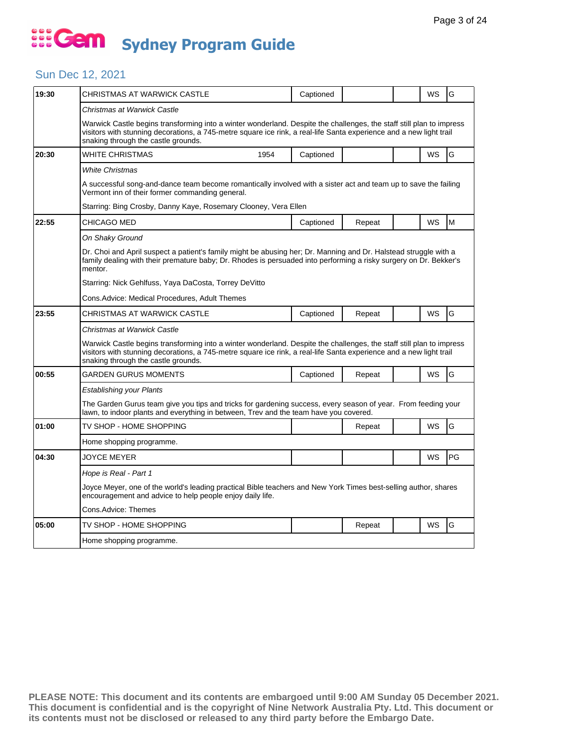# Gem Sydney Program Guide

## Sun Dec 12, 2021

| Time | Program | Year | Captioned | Repeat | | WS | Rating |
|---|---|---|---|---|---|---|---|
| 19:30 | CHRISTMAS AT WARWICK CASTLE | | Captioned | | | WS | G |

*Christmas at Warwick Castle*

Warwick Castle begins transforming into a winter wonderland. Despite the challenges, the staff still plan to impress visitors with stunning decorations, a 745-metre square ice rink, a real-life Santa experience and a new light trail snaking through the castle grounds.

| Time | Program | Year | Captioned | Repeat | | WS | Rating |
|---|---|---|---|---|---|---|---|
| 20:30 | WHITE CHRISTMAS | 1954 | Captioned | | | WS | G |

*White Christmas*

A successful song-and-dance team become romantically involved with a sister act and team up to save the failing Vermont inn of their former commanding general.

Starring: Bing Crosby, Danny Kaye, Rosemary Clooney, Vera Ellen

| Time | Program | Year | Captioned | Repeat | | WS | Rating |
|---|---|---|---|---|---|---|---|
| 22:55 | CHICAGO MED | | Captioned | Repeat | | WS | M |

*On Shaky Ground*

Dr. Choi and April suspect a patient's family might be abusing her; Dr. Manning and Dr. Halstead struggle with a family dealing with their premature baby; Dr. Rhodes is persuaded into performing a risky surgery on Dr. Bekker's mentor.

Starring: Nick Gehlfuss, Yaya DaCosta, Torrey DeVitto

Cons.Advice: Medical Procedures, Adult Themes

| Time | Program | Year | Captioned | Repeat | | WS | Rating |
|---|---|---|---|---|---|---|---|
| 23:55 | CHRISTMAS AT WARWICK CASTLE | | Captioned | Repeat | | WS | G |

*Christmas at Warwick Castle*

Warwick Castle begins transforming into a winter wonderland. Despite the challenges, the staff still plan to impress visitors with stunning decorations, a 745-metre square ice rink, a real-life Santa experience and a new light trail snaking through the castle grounds.

| Time | Program | Year | Captioned | Repeat | | WS | Rating |
|---|---|---|---|---|---|---|---|
| 00:55 | GARDEN GURUS MOMENTS | | Captioned | Repeat | | WS | G |

*Establishing your Plants*

The Garden Gurus team give you tips and tricks for gardening success, every season of year. From feeding your lawn, to indoor plants and everything in between, Trev and the team have you covered.

| Time | Program | Year | Captioned | Repeat | | WS | Rating |
|---|---|---|---|---|---|---|---|
| 01:00 | TV SHOP - HOME SHOPPING | | | Repeat | | WS | G |

Home shopping programme.

| Time | Program | Year | Captioned | Repeat | | WS | Rating |
|---|---|---|---|---|---|---|---|
| 04:30 | JOYCE MEYER | | | | | WS | PG |

*Hope is Real - Part 1*

Joyce Meyer, one of the world's leading practical Bible teachers and New York Times best-selling author, shares encouragement and advice to help people enjoy daily life.

Cons.Advice: Themes

| Time | Program | Year | Captioned | Repeat | | WS | Rating |
|---|---|---|---|---|---|---|---|
| 05:00 | TV SHOP - HOME SHOPPING | | | Repeat | | WS | G |

Home shopping programme.

**PLEASE NOTE: This document and its contents are embargoed until 9:00 AM Sunday 05 December 2021. This document is confidential and is the copyright of Nine Network Australia Pty. Ltd. This document or its contents must not be disclosed or released to any third party before the Embargo Date.**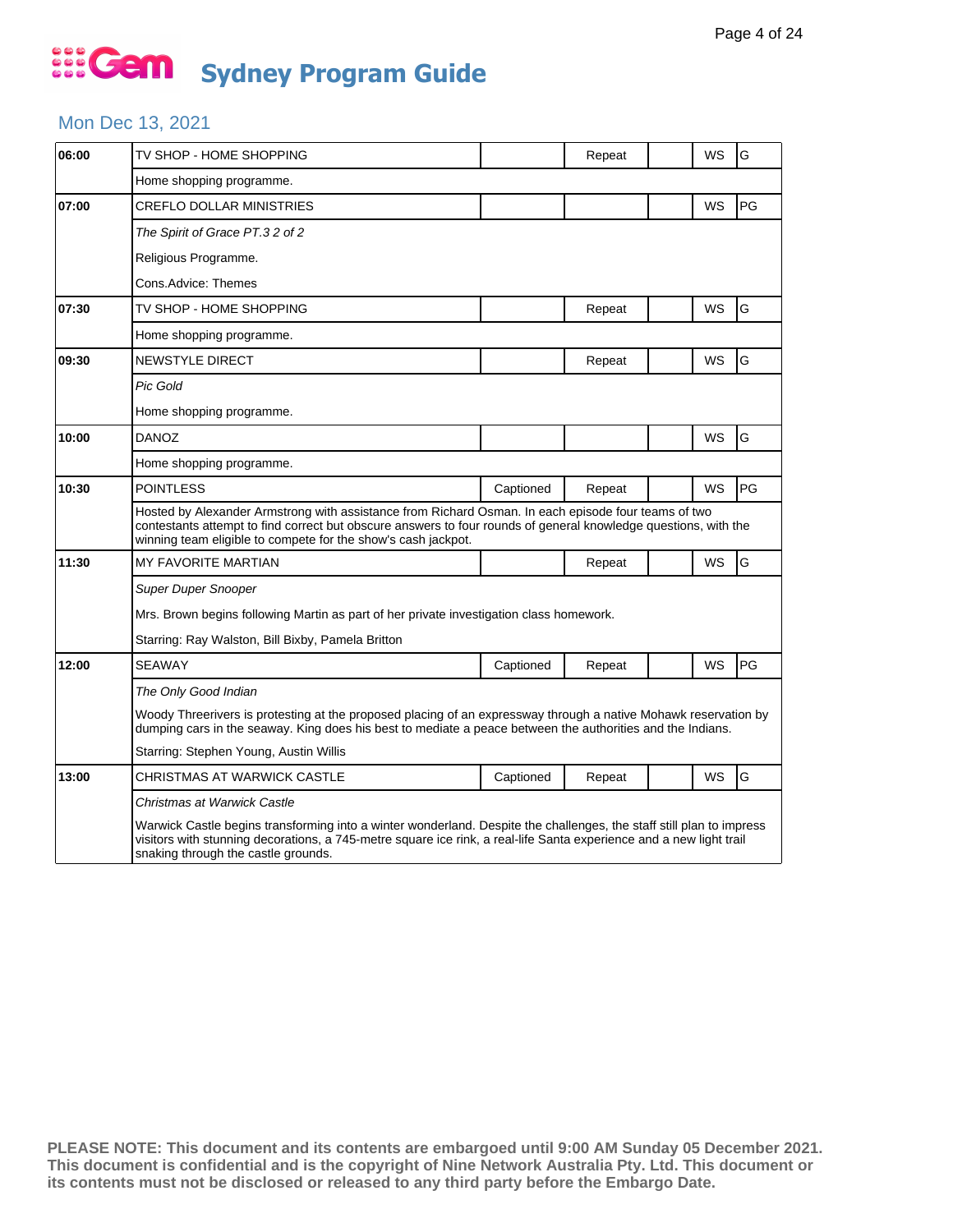# Gem Sydney Program Guide

## Mon Dec 13, 2021

| Time | Program | Captioned | Repeat | | WS | Rating |
|---|---|---|---|---|---|---|
| 06:00 | TV SHOP - HOME SHOPPING | | Repeat | | WS | G |
| | Home shopping programme. | | | | | |
| 07:00 | CREFLO DOLLAR MINISTRIES | | | | WS | PG |
| | *The Spirit of Grace PT.3 2 of 2* | | | | | |
| | Religious Programme. | | | | | |
| | Cons.Advice: Themes | | | | | |
| 07:30 | TV SHOP - HOME SHOPPING | | Repeat | | WS | G |
| | Home shopping programme. | | | | | |
| 09:30 | NEWSTYLE DIRECT | | Repeat | | WS | G |
| | *Pic Gold* | | | | | |
| | Home shopping programme. | | | | | |
| 10:00 | DANOZ | | | | WS | G |
| | Home shopping programme. | | | | | |
| 10:30 | POINTLESS | Captioned | Repeat | | WS | PG |
| | Hosted by Alexander Armstrong with assistance from Richard Osman. In each episode four teams of two contestants attempt to find correct but obscure answers to four rounds of general knowledge questions, with the winning team eligible to compete for the show's cash jackpot. | | | | | |
| 11:30 | MY FAVORITE MARTIAN | | Repeat | | WS | G |
| | *Super Duper Snooper* | | | | | |
| | Mrs. Brown begins following Martin as part of her private investigation class homework. | | | | | |
| | Starring: Ray Walston, Bill Bixby, Pamela Britton | | | | | |
| 12:00 | SEAWAY | Captioned | Repeat | | WS | PG |
| | *The Only Good Indian* | | | | | |
| | Woody Threerivers is protesting at the proposed placing of an expressway through a native Mohawk reservation by dumping cars in the seaway. King does his best to mediate a peace between the authorities and the Indians. | | | | | |
| | Starring: Stephen Young, Austin Willis | | | | | |
| 13:00 | CHRISTMAS AT WARWICK CASTLE | Captioned | Repeat | | WS | G |
| | *Christmas at Warwick Castle* | | | | | |
| | Warwick Castle begins transforming into a winter wonderland. Despite the challenges, the staff still plan to impress visitors with stunning decorations, a 745-metre square ice rink, a real-life Santa experience and a new light trail snaking through the castle grounds. | | | | | |

**PLEASE NOTE: This document and its contents are embargoed until 9:00 AM Sunday 05 December 2021. This document is confidential and is the copyright of Nine Network Australia Pty. Ltd. This document or its contents must not be disclosed or released to any third party before the Embargo Date.**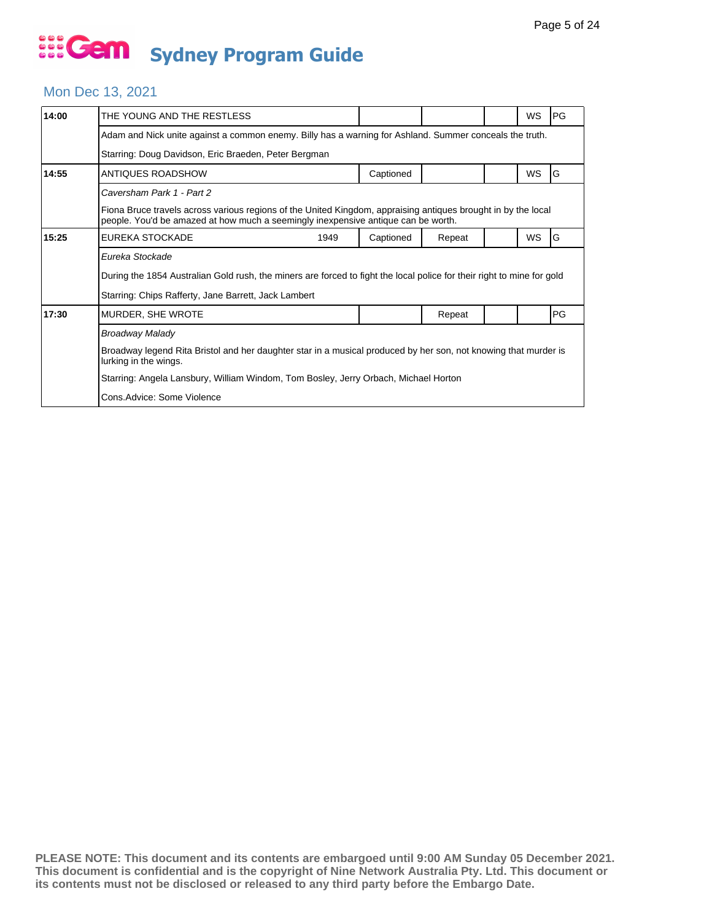# Gem Sydney Program Guide

## Mon Dec 13, 2021

| Time | Program | Year | Captioned | Repeat | | WS | Rating |
|---|---|---|---|---|---|---|---|
| 14:00 | THE YOUNG AND THE RESTLESS | | | | | WS | PG |
| | Adam and Nick unite against a common enemy. Billy has a warning for Ashland. Summer conceals the truth. | | | | | | |
| | Starring: Doug Davidson, Eric Braeden, Peter Bergman | | | | | | |
| 14:55 | ANTIQUES ROADSHOW | | Captioned | | | WS | G |
| | *Caversham Park 1 - Part 2* | | | | | | |
| | Fiona Bruce travels across various regions of the United Kingdom, appraising antiques brought in by the local people. You'd be amazed at how much a seemingly inexpensive antique can be worth. | | | | | | |
| 15:25 | EUREKA STOCKADE | 1949 | Captioned | Repeat | | WS | G |
| | *Eureka Stockade* | | | | | | |
| | During the 1854 Australian Gold rush, the miners are forced to fight the local police for their right to mine for gold | | | | | | |
| | Starring: Chips Rafferty, Jane Barrett, Jack Lambert | | | | | | |
| 17:30 | MURDER, SHE WROTE | | | Repeat | | | PG |
| | *Broadway Malady* | | | | | | |
| | Broadway legend Rita Bristol and her daughter star in a musical produced by her son, not knowing that murder is lurking in the wings. | | | | | | |
| | Starring: Angela Lansbury, William Windom, Tom Bosley, Jerry Orbach, Michael Horton | | | | | | |
| | Cons.Advice: Some Violence | | | | | | |

**PLEASE NOTE: This document and its contents are embargoed until 9:00 AM Sunday 05 December 2021. This document is confidential and is the copyright of Nine Network Australia Pty. Ltd. This document or its contents must not be disclosed or released to any third party before the Embargo Date.**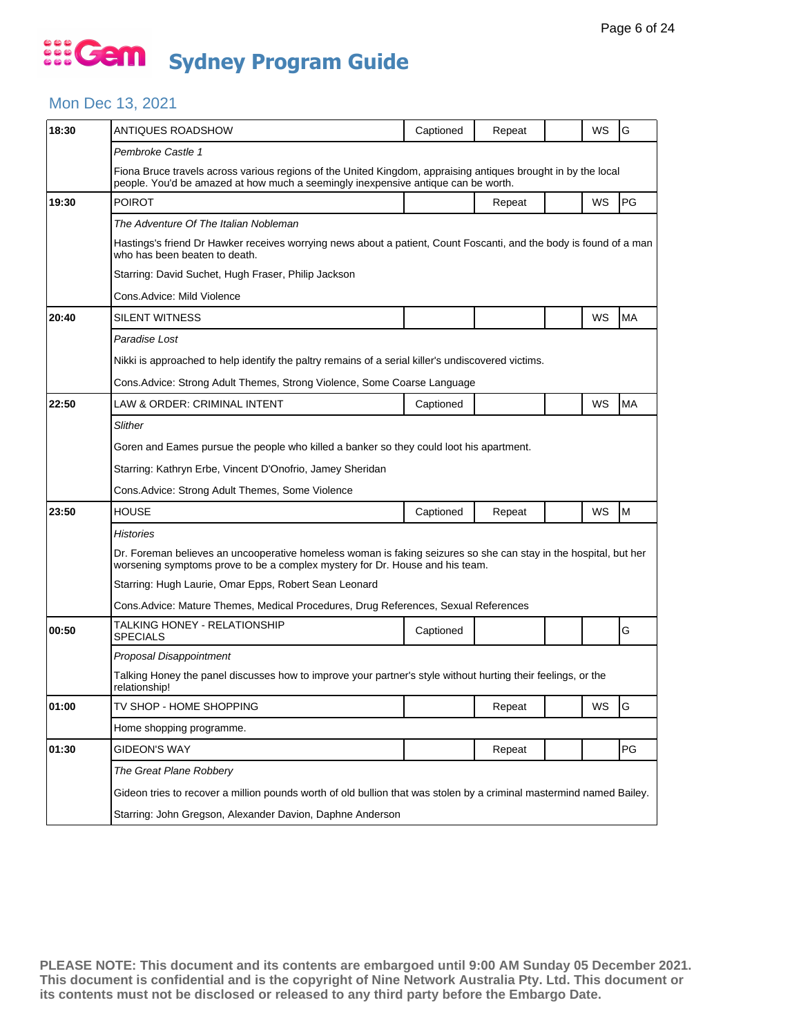# Gem Sydney Program Guide

## Mon Dec 13, 2021

| Time | Program | Captioned | Repeat | | WS | Rating |
|---|---|---|---|---|---|---|
| 18:30 | ANTIQUES ROADSHOW | Captioned | Repeat | | WS | G |
| | *Pembroke Castle 1* | | | | | |
| | Fiona Bruce travels across various regions of the United Kingdom, appraising antiques brought in by the local people. You'd be amazed at how much a seemingly inexpensive antique can be worth. | | | | | |
| 19:30 | POIROT | | Repeat | | WS | PG |
| | *The Adventure Of The Italian Nobleman* | | | | | |
| | Hastings's friend Dr Hawker receives worrying news about a patient, Count Foscanti, and the body is found of a man who has been beaten to death. | | | | | |
| | Starring: David Suchet, Hugh Fraser, Philip Jackson | | | | | |
| | Cons.Advice: Mild Violence | | | | | |
| 20:40 | SILENT WITNESS | | | | WS | MA |
| | *Paradise Lost* | | | | | |
| | Nikki is approached to help identify the paltry remains of a serial killer's undiscovered victims. | | | | | |
| | Cons.Advice: Strong Adult Themes, Strong Violence, Some Coarse Language | | | | | |
| 22:50 | LAW & ORDER: CRIMINAL INTENT | Captioned | | | WS | MA |
| | *Slither* | | | | | |
| | Goren and Eames pursue the people who killed a banker so they could loot his apartment. | | | | | |
| | Starring: Kathryn Erbe, Vincent D'Onofrio, Jamey Sheridan | | | | | |
| | Cons.Advice: Strong Adult Themes, Some Violence | | | | | |
| 23:50 | HOUSE | Captioned | Repeat | | WS | M |
| | *Histories* | | | | | |
| | Dr. Foreman believes an uncooperative homeless woman is faking seizures so she can stay in the hospital, but her worsening symptoms prove to be a complex mystery for Dr. House and his team. | | | | | |
| | Starring: Hugh Laurie, Omar Epps, Robert Sean Leonard | | | | | |
| | Cons.Advice: Mature Themes, Medical Procedures, Drug References, Sexual References | | | | | |
| 00:50 | TALKING HONEY - RELATIONSHIP SPECIALS | Captioned | | | | G |
| | *Proposal Disappointment* | | | | | |
| | Talking Honey the panel discusses how to improve your partner's style without hurting their feelings, or the relationship! | | | | | |
| 01:00 | TV SHOP - HOME SHOPPING | | Repeat | | WS | G |
| | Home shopping programme. | | | | | |
| 01:30 | GIDEON'S WAY | | Repeat | | | PG |
| | *The Great Plane Robbery* | | | | | |
| | Gideon tries to recover a million pounds worth of old bullion that was stolen by a criminal mastermind named Bailey. | | | | | |
| | Starring: John Gregson, Alexander Davion, Daphne Anderson | | | | | |

**PLEASE NOTE: This document and its contents are embargoed until 9:00 AM Sunday 05 December 2021. This document is confidential and is the copyright of Nine Network Australia Pty. Ltd. This document or its contents must not be disclosed or released to any third party before the Embargo Date.**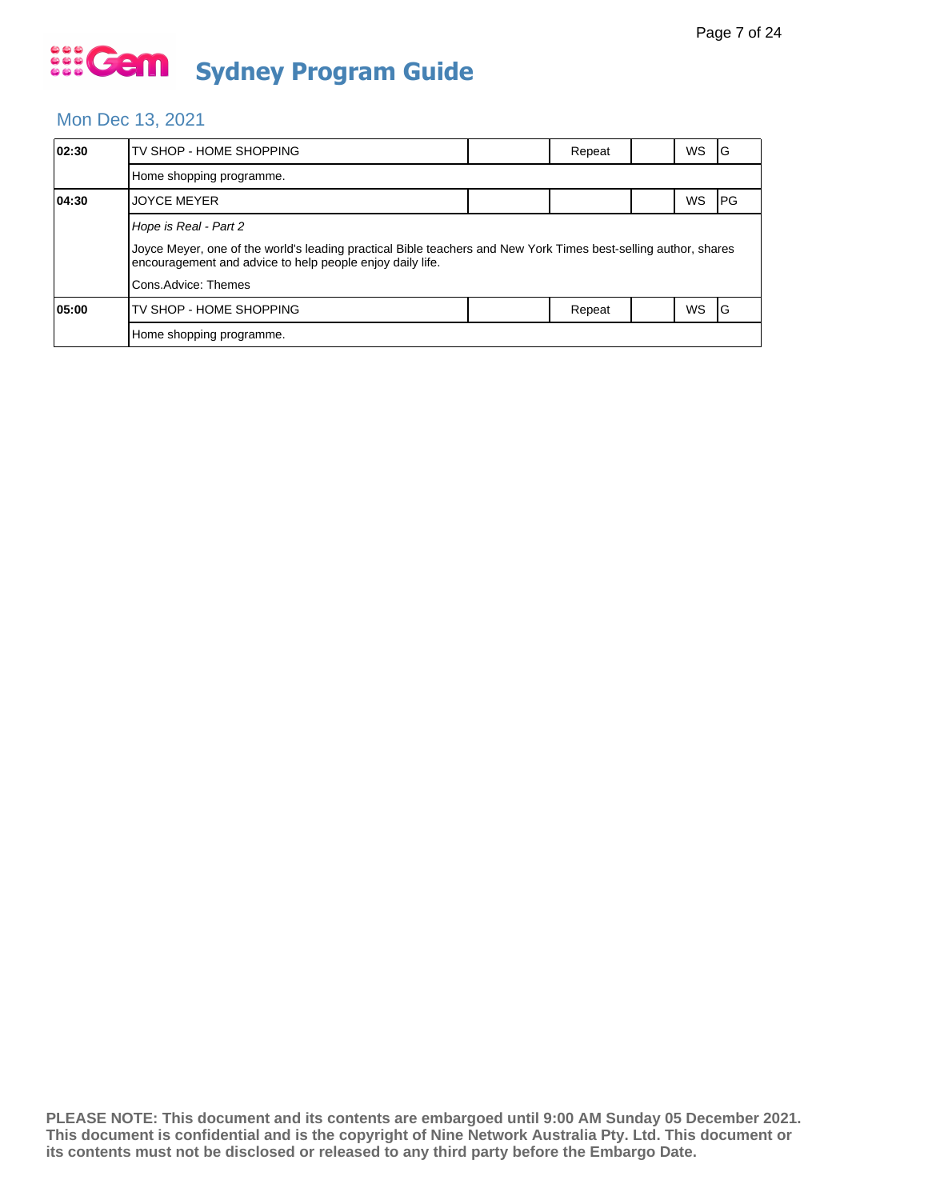# Gem Sydney Program Guide

## Mon Dec 13, 2021

| Time | Program | | | | | |
|---|---|---|---|---|---|---|
| **02:30** | TV SHOP - HOME SHOPPING | | Repeat | | WS | G |
| | Home shopping programme. | | | | | |
| **04:30** | JOYCE MEYER | | | | WS | PG |
| | *Hope is Real - Part 2*<br><br>Joyce Meyer, one of the world's leading practical Bible teachers and New York Times best-selling author, shares encouragement and advice to help people enjoy daily life.<br><br>Cons.Advice: Themes | | | | | |
| **05:00** | TV SHOP - HOME SHOPPING | | Repeat | | WS | G |
| | Home shopping programme. | | | | | |

**PLEASE NOTE: This document and its contents are embargoed until 9:00 AM Sunday 05 December 2021. This document is confidential and is the copyright of Nine Network Australia Pty. Ltd. This document or its contents must not be disclosed or released to any third party before the Embargo Date.**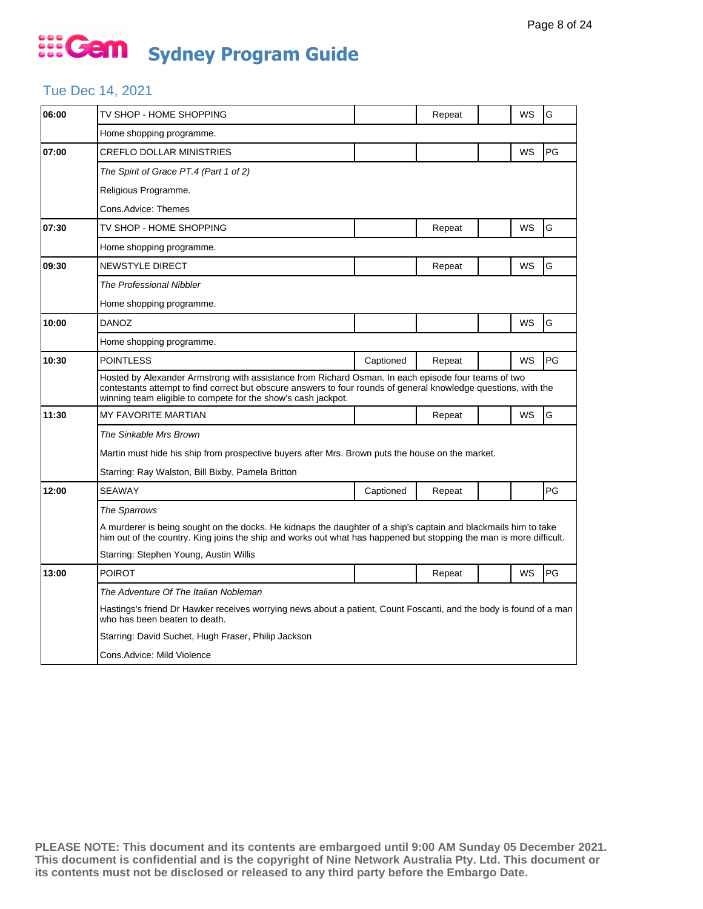# Gem Sydney Program Guide

## Tue Dec 14, 2021

| Time | Program | Captioned | Repeat | | WS | Rating |
|---|---|---|---|---|---|---|
| 06:00 | TV SHOP - HOME SHOPPING | | Repeat | | WS | G |
| | Home shopping programme. | | | | | |
| 07:00 | CREFLO DOLLAR MINISTRIES | | | | WS | PG |
| | *The Spirit of Grace PT.4 (Part 1 of 2)* | | | | | |
| | Religious Programme. | | | | | |
| | Cons.Advice: Themes | | | | | |
| 07:30 | TV SHOP - HOME SHOPPING | | Repeat | | WS | G |
| | Home shopping programme. | | | | | |
| 09:30 | NEWSTYLE DIRECT | | Repeat | | WS | G |
| | *The Professional Nibbler* | | | | | |
| | Home shopping programme. | | | | | |
| 10:00 | DANOZ | | | | WS | G |
| | Home shopping programme. | | | | | |
| 10:30 | POINTLESS | Captioned | Repeat | | WS | PG |
| | Hosted by Alexander Armstrong with assistance from Richard Osman. In each episode four teams of two contestants attempt to find correct but obscure answers to four rounds of general knowledge questions, with the winning team eligible to compete for the show's cash jackpot. | | | | | |
| 11:30 | MY FAVORITE MARTIAN | | Repeat | | WS | G |
| | *The Sinkable Mrs Brown* | | | | | |
| | Martin must hide his ship from prospective buyers after Mrs. Brown puts the house on the market. | | | | | |
| | Starring: Ray Walston, Bill Bixby, Pamela Britton | | | | | |
| 12:00 | SEAWAY | Captioned | Repeat | | | PG |
| | *The Sparrows* | | | | | |
| | A murderer is being sought on the docks. He kidnaps the daughter of a ship's captain and blackmails him to take him out of the country. King joins the ship and works out what has happened but stopping the man is more difficult. | | | | | |
| | Starring: Stephen Young, Austin Willis | | | | | |
| 13:00 | POIROT | | Repeat | | WS | PG |
| | *The Adventure Of The Italian Nobleman* | | | | | |
| | Hastings's friend Dr Hawker receives worrying news about a patient, Count Foscanti, and the body is found of a man who has been beaten to death. | | | | | |
| | Starring: David Suchet, Hugh Fraser, Philip Jackson | | | | | |
| | Cons.Advice: Mild Violence | | | | | |

**PLEASE NOTE: This document and its contents are embargoed until 9:00 AM Sunday 05 December 2021. This document is confidential and is the copyright of Nine Network Australia Pty. Ltd. This document or its contents must not be disclosed or released to any third party before the Embargo Date.**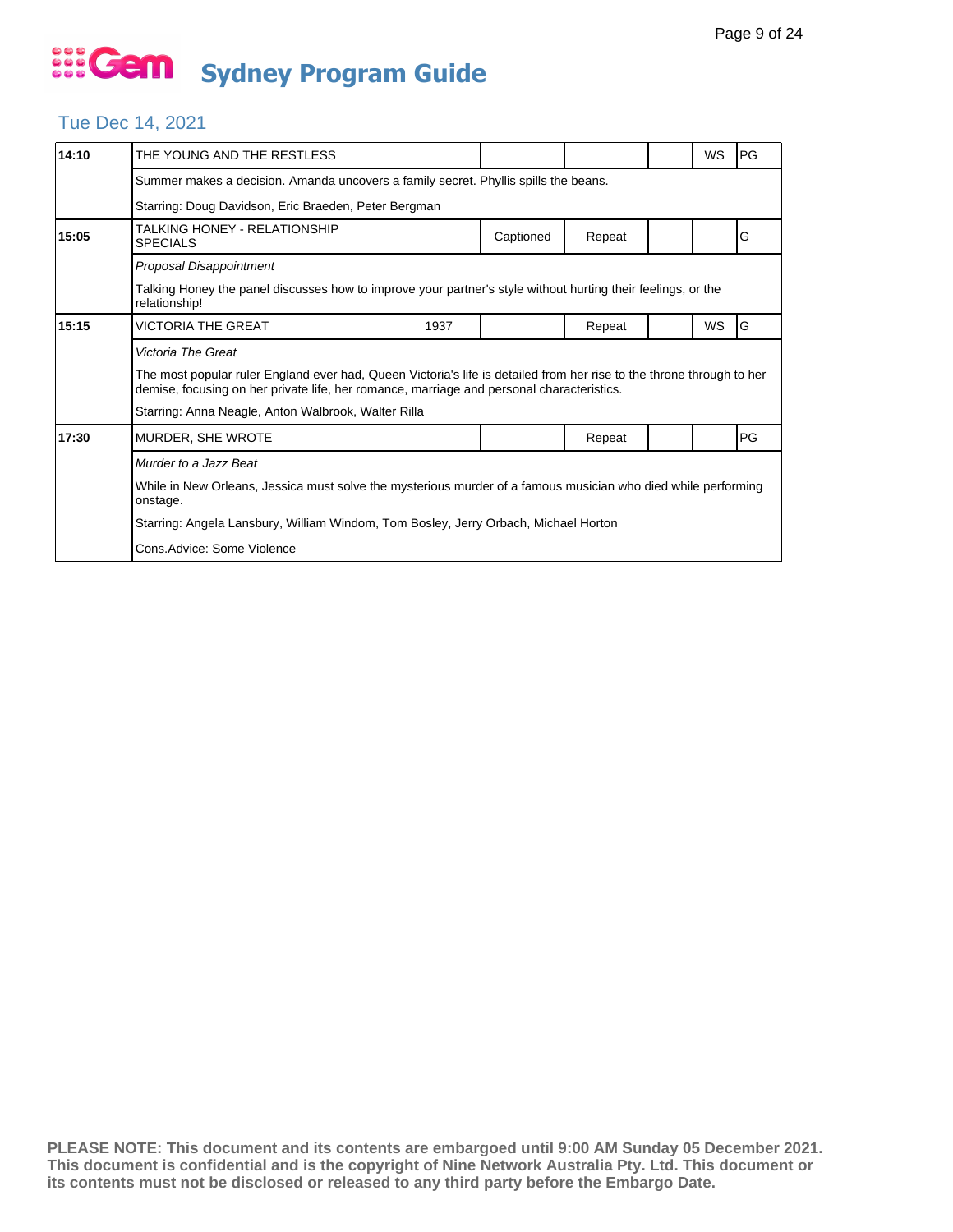# Gem Sydney Program Guide

## Tue Dec 14, 2021

| Time | Program | | | | | WS | Rating |
|---|---|---|---|---|---|---|---|
| 14:10 | THE YOUNG AND THE RESTLESS | | | | | WS | PG |
| | Summer makes a decision. Amanda uncovers a family secret. Phyllis spills the beans. | | | | | | |
| | Starring: Doug Davidson, Eric Braeden, Peter Bergman | | | | | | |
| 15:05 | TALKING HONEY - RELATIONSHIP SPECIALS | | Captioned | Repeat | | | G |
| | *Proposal Disappointment* | | | | | | |
| | Talking Honey the panel discusses how to improve your partner's style without hurting their feelings, or the relationship! | | | | | | |
| 15:15 | VICTORIA THE GREAT | 1937 | | Repeat | | WS | G |
| | *Victoria The Great* | | | | | | |
| | The most popular ruler England ever had, Queen Victoria's life is detailed from her rise to the throne through to her demise, focusing on her private life, her romance, marriage and personal characteristics. | | | | | | |
| | Starring: Anna Neagle, Anton Walbrook, Walter Rilla | | | | | | |
| 17:30 | MURDER, SHE WROTE | | | Repeat | | | PG |
| | *Murder to a Jazz Beat* | | | | | | |
| | While in New Orleans, Jessica must solve the mysterious murder of a famous musician who died while performing onstage. | | | | | | |
| | Starring: Angela Lansbury, William Windom, Tom Bosley, Jerry Orbach, Michael Horton | | | | | | |
| | Cons.Advice: Some Violence | | | | | | |

**PLEASE NOTE: This document and its contents are embargoed until 9:00 AM Sunday 05 December 2021. This document is confidential and is the copyright of Nine Network Australia Pty. Ltd. This document or its contents must not be disclosed or released to any third party before the Embargo Date.**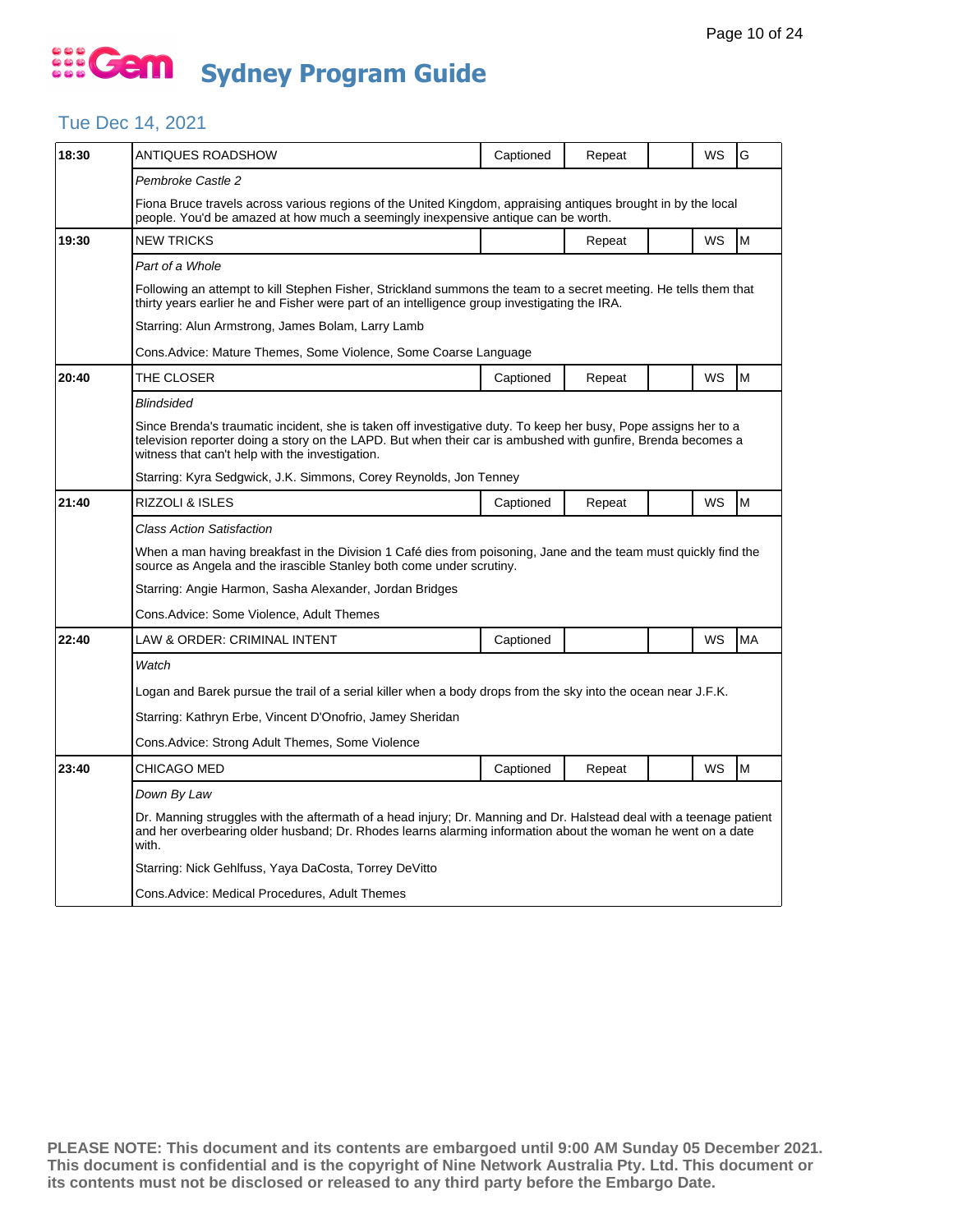# Gem Sydney Program Guide

## Tue Dec 14, 2021

| Time | Program | Captioned | Repeat | | WS | Rating |
|---|---|---|---|---|---|---|
| 18:30 | ANTIQUES ROADSHOW | Captioned | Repeat | | WS | G |
| | *Pembroke Castle 2* | | | | | |
| | Fiona Bruce travels across various regions of the United Kingdom, appraising antiques brought in by the local people. You'd be amazed at how much a seemingly inexpensive antique can be worth. | | | | | |
| 19:30 | NEW TRICKS | | Repeat | | WS | M |
| | *Part of a Whole* | | | | | |
| | Following an attempt to kill Stephen Fisher, Strickland summons the team to a secret meeting. He tells them that thirty years earlier he and Fisher were part of an intelligence group investigating the IRA. | | | | | |
| | Starring: Alun Armstrong, James Bolam, Larry Lamb | | | | | |
| | Cons.Advice: Mature Themes, Some Violence, Some Coarse Language | | | | | |
| 20:40 | THE CLOSER | Captioned | Repeat | | WS | M |
| | *Blindsided* | | | | | |
| | Since Brenda's traumatic incident, she is taken off investigative duty. To keep her busy, Pope assigns her to a television reporter doing a story on the LAPD. But when their car is ambushed with gunfire, Brenda becomes a witness that can't help with the investigation. | | | | | |
| | Starring: Kyra Sedgwick, J.K. Simmons, Corey Reynolds, Jon Tenney | | | | | |
| 21:40 | RIZZOLI & ISLES | Captioned | Repeat | | WS | M |
| | *Class Action Satisfaction* | | | | | |
| | When a man having breakfast in the Division 1 Café dies from poisoning, Jane and the team must quickly find the source as Angela and the irascible Stanley both come under scrutiny. | | | | | |
| | Starring: Angie Harmon, Sasha Alexander, Jordan Bridges | | | | | |
| | Cons.Advice: Some Violence, Adult Themes | | | | | |
| 22:40 | LAW & ORDER: CRIMINAL INTENT | Captioned | | | WS | MA |
| | *Watch* | | | | | |
| | Logan and Barek pursue the trail of a serial killer when a body drops from the sky into the ocean near J.F.K. | | | | | |
| | Starring: Kathryn Erbe, Vincent D'Onofrio, Jamey Sheridan | | | | | |
| | Cons.Advice: Strong Adult Themes, Some Violence | | | | | |
| 23:40 | CHICAGO MED | Captioned | Repeat | | WS | M |
| | *Down By Law* | | | | | |
| | Dr. Manning struggles with the aftermath of a head injury; Dr. Manning and Dr. Halstead deal with a teenage patient and her overbearing older husband; Dr. Rhodes learns alarming information about the woman he went on a date with. | | | | | |
| | Starring: Nick Gehlfuss, Yaya DaCosta, Torrey DeVitto | | | | | |
| | Cons.Advice: Medical Procedures, Adult Themes | | | | | |

**PLEASE NOTE: This document and its contents are embargoed until 9:00 AM Sunday 05 December 2021. This document is confidential and is the copyright of Nine Network Australia Pty. Ltd. This document or its contents must not be disclosed or released to any third party before the Embargo Date.**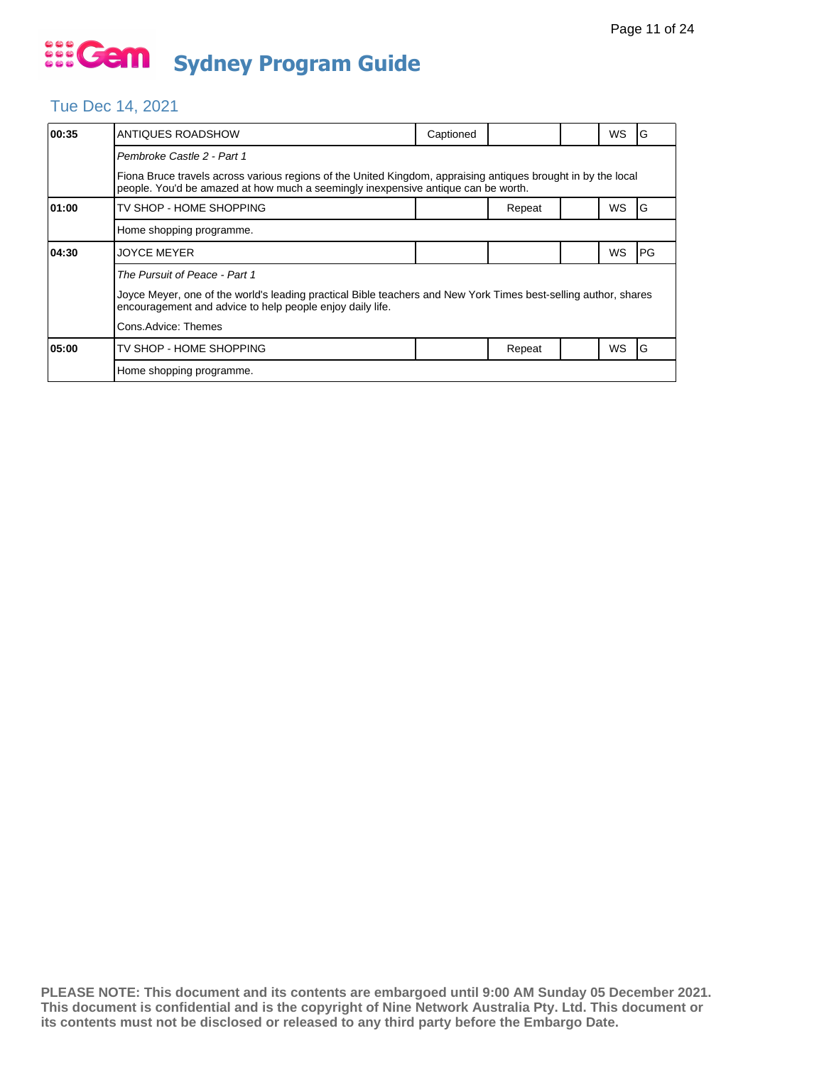# Gem Sydney Program Guide

## Tue Dec 14, 2021

| Time | Program | Captioned | Repeat | | WS | Rating |
|---|---|---|---|---|---|---|
| **00:35** | ANTIQUES ROADSHOW | Captioned | | | WS | G |
| | *Pembroke Castle 2 - Part 1* | | | | | |
| | Fiona Bruce travels across various regions of the United Kingdom, appraising antiques brought in by the local people. You'd be amazed at how much a seemingly inexpensive antique can be worth. | | | | | |
| **01:00** | TV SHOP - HOME SHOPPING | | Repeat | | WS | G |
| | Home shopping programme. | | | | | |
| **04:30** | JOYCE MEYER | | | | WS | PG |
| | *The Pursuit of Peace - Part 1* | | | | | |
| | Joyce Meyer, one of the world's leading practical Bible teachers and New York Times best-selling author, shares encouragement and advice to help people enjoy daily life. | | | | | |
| | Cons.Advice: Themes | | | | | |
| **05:00** | TV SHOP - HOME SHOPPING | | Repeat | | WS | G |
| | Home shopping programme. | | | | | |

**PLEASE NOTE: This document and its contents are embargoed until 9:00 AM Sunday 05 December 2021. This document is confidential and is the copyright of Nine Network Australia Pty. Ltd. This document or its contents must not be disclosed or released to any third party before the Embargo Date.**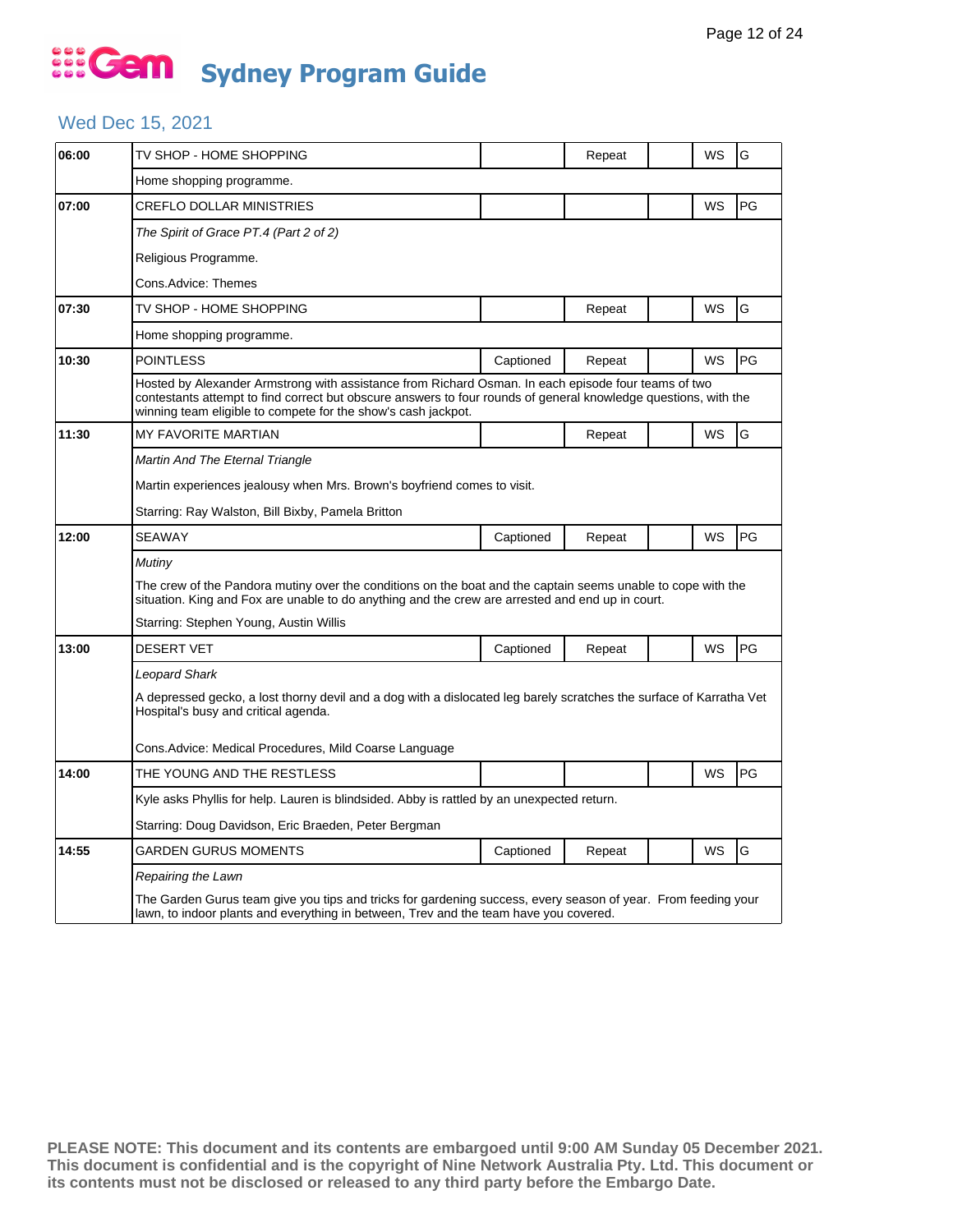# Gem Sydney Program Guide

## Wed Dec 15, 2021

| Time | Program | Captioned | Repeat | | WS | Rating |
|---|---|---|---|---|---|---|
| 06:00 | TV SHOP - HOME SHOPPING | | Repeat | | WS | G |
| | Home shopping programme. | | | | | |
| 07:00 | CREFLO DOLLAR MINISTRIES | | | | WS | PG |
| | *The Spirit of Grace PT.4 (Part 2 of 2)*<br>Religious Programme.<br>Cons.Advice: Themes | | | | | |
| 07:30 | TV SHOP - HOME SHOPPING | | Repeat | | WS | G |
| | Home shopping programme. | | | | | |
| 10:30 | POINTLESS | Captioned | Repeat | | WS | PG |
| | Hosted by Alexander Armstrong with assistance from Richard Osman. In each episode four teams of two contestants attempt to find correct but obscure answers to four rounds of general knowledge questions, with the winning team eligible to compete for the show's cash jackpot. | | | | | |
| 11:30 | MY FAVORITE MARTIAN | | Repeat | | WS | G |
| | *Martin And The Eternal Triangle*<br>Martin experiences jealousy when Mrs. Brown's boyfriend comes to visit.<br>Starring: Ray Walston, Bill Bixby, Pamela Britton | | | | | |
| 12:00 | SEAWAY | Captioned | Repeat | | WS | PG |
| | *Mutiny*<br>The crew of the Pandora mutiny over the conditions on the boat and the captain seems unable to cope with the situation. King and Fox are unable to do anything and the crew are arrested and end up in court.<br>Starring: Stephen Young, Austin Willis | | | | | |
| 13:00 | DESERT VET | Captioned | Repeat | | WS | PG |
| | *Leopard Shark*<br>A depressed gecko, a lost thorny devil and a dog with a dislocated leg barely scratches the surface of Karratha Vet Hospital's busy and critical agenda.<br>Cons.Advice: Medical Procedures, Mild Coarse Language | | | | | |
| 14:00 | THE YOUNG AND THE RESTLESS | | | | WS | PG |
| | Kyle asks Phyllis for help. Lauren is blindsided. Abby is rattled by an unexpected return.<br>Starring: Doug Davidson, Eric Braeden, Peter Bergman | | | | | |
| 14:55 | GARDEN GURUS MOMENTS | Captioned | Repeat | | WS | G |
| | *Repairing the Lawn*<br>The Garden Gurus team give you tips and tricks for gardening success, every season of year. From feeding your lawn, to indoor plants and everything in between, Trev and the team have you covered. | | | | | |

**PLEASE NOTE: This document and its contents are embargoed until 9:00 AM Sunday 05 December 2021. This document is confidential and is the copyright of Nine Network Australia Pty. Ltd. This document or its contents must not be disclosed or released to any third party before the Embargo Date.**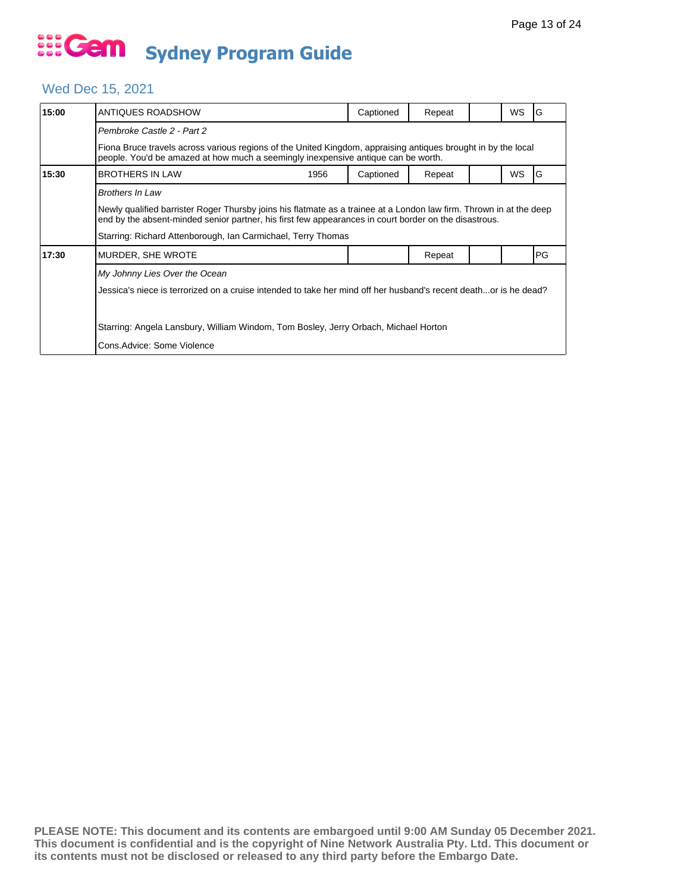# Gem Sydney Program Guide

## Wed Dec 15, 2021

| Time | Program | Year | Captioned | Repeat | | WS | Rating |
|---|---|---|---|---|---|---|---|
| 15:00 | ANTIQUES ROADSHOW | | Captioned | Repeat | | WS | G |
| | *Pembroke Castle 2 - Part 2* | | | | | | |
| | Fiona Bruce travels across various regions of the United Kingdom, appraising antiques brought in by the local people. You'd be amazed at how much a seemingly inexpensive antique can be worth. | | | | | | |
| 15:30 | BROTHERS IN LAW | 1956 | Captioned | Repeat | | WS | G |
| | *Brothers In Law* | | | | | | |
| | Newly qualified barrister Roger Thursby joins his flatmate as a trainee at a London law firm. Thrown in at the deep end by the absent-minded senior partner, his first few appearances in court border on the disastrous. | | | | | | |
| | Starring: Richard Attenborough, Ian Carmichael, Terry Thomas | | | | | | |
| 17:30 | MURDER, SHE WROTE | | | Repeat | | | PG |
| | *My Johnny Lies Over the Ocean* | | | | | | |
| | Jessica's niece is terrorized on a cruise intended to take her mind off her husband's recent death...or is he dead? | | | | | | |
| | Starring: Angela Lansbury, William Windom, Tom Bosley, Jerry Orbach, Michael Horton | | | | | | |
| | Cons.Advice: Some Violence | | | | | | |

**PLEASE NOTE: This document and its contents are embargoed until 9:00 AM Sunday 05 December 2021. This document is confidential and is the copyright of Nine Network Australia Pty. Ltd. This document or its contents must not be disclosed or released to any third party before the Embargo Date.**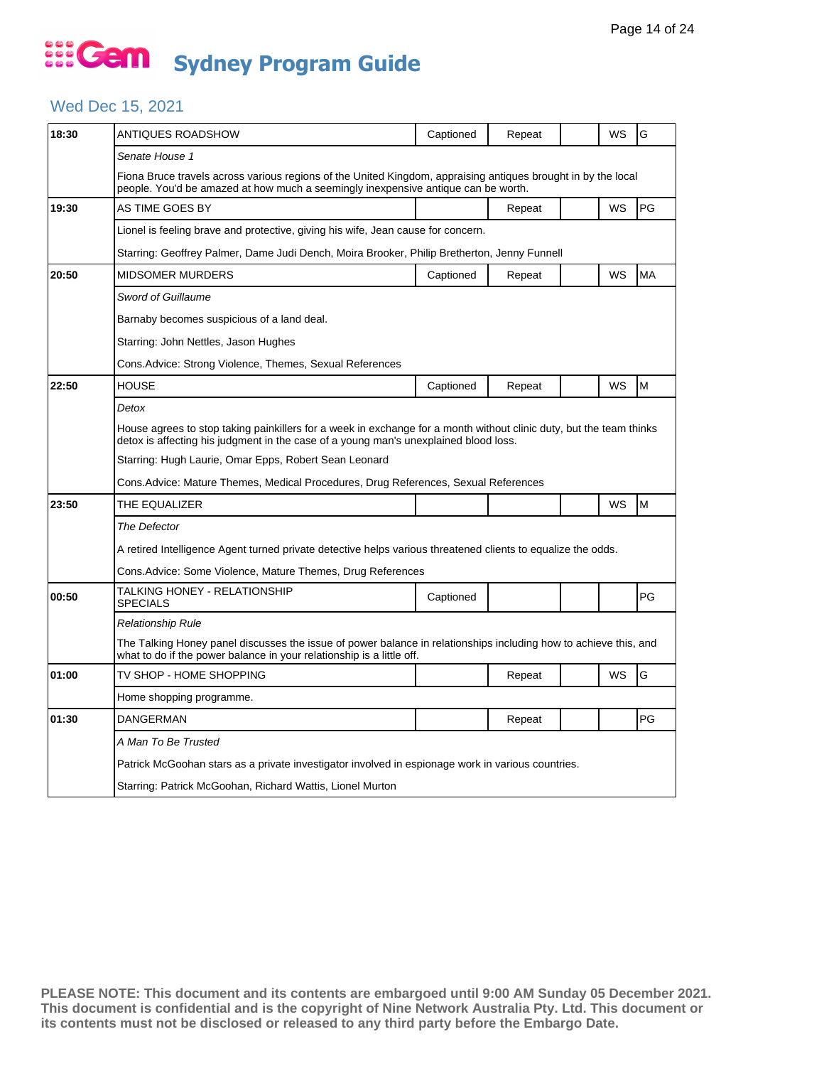# Gem Sydney Program Guide

## Wed Dec 15, 2021

| Time | Program | Captioned | Repeat | | WS | Rating |
|---|---|---|---|---|---|---|
| 18:30 | ANTIQUES ROADSHOW | Captioned | Repeat | | WS | G |
| | *Senate House 1* | | | | | |
| | Fiona Bruce travels across various regions of the United Kingdom, appraising antiques brought in by the local people. You'd be amazed at how much a seemingly inexpensive antique can be worth. | | | | | |
| 19:30 | AS TIME GOES BY | | Repeat | | WS | PG |
| | Lionel is feeling brave and protective, giving his wife, Jean cause for concern. | | | | | |
| | Starring: Geoffrey Palmer, Dame Judi Dench, Moira Brooker, Philip Bretherton, Jenny Funnell | | | | | |
| 20:50 | MIDSOMER MURDERS | Captioned | Repeat | | WS | MA |
| | *Sword of Guillaume* | | | | | |
| | Barnaby becomes suspicious of a land deal. | | | | | |
| | Starring: John Nettles, Jason Hughes | | | | | |
| | Cons.Advice: Strong Violence, Themes, Sexual References | | | | | |
| 22:50 | HOUSE | Captioned | Repeat | | WS | M |
| | *Detox* | | | | | |
| | House agrees to stop taking painkillers for a week in exchange for a month without clinic duty, but the team thinks detox is affecting his judgment in the case of a young man's unexplained blood loss. | | | | | |
| | Starring: Hugh Laurie, Omar Epps, Robert Sean Leonard | | | | | |
| | Cons.Advice: Mature Themes, Medical Procedures, Drug References, Sexual References | | | | | |
| 23:50 | THE EQUALIZER | | | | WS | M |
| | *The Defector* | | | | | |
| | A retired Intelligence Agent turned private detective helps various threatened clients to equalize the odds. | | | | | |
| | Cons.Advice: Some Violence, Mature Themes, Drug References | | | | | |
| 00:50 | TALKING HONEY - RELATIONSHIP SPECIALS | Captioned | | | | PG |
| | *Relationship Rule* | | | | | |
| | The Talking Honey panel discusses the issue of power balance in relationships including how to achieve this, and what to do if the power balance in your relationship is a little off. | | | | | |
| 01:00 | TV SHOP - HOME SHOPPING | | Repeat | | WS | G |
| | Home shopping programme. | | | | | |
| 01:30 | DANGERMAN | | Repeat | | | PG |
| | *A Man To Be Trusted* | | | | | |
| | Patrick McGoohan stars as a private investigator involved in espionage work in various countries. | | | | | |
| | Starring: Patrick McGoohan, Richard Wattis, Lionel Murton | | | | | |

**PLEASE NOTE: This document and its contents are embargoed until 9:00 AM Sunday 05 December 2021. This document is confidential and is the copyright of Nine Network Australia Pty. Ltd. This document or its contents must not be disclosed or released to any third party before the Embargo Date.**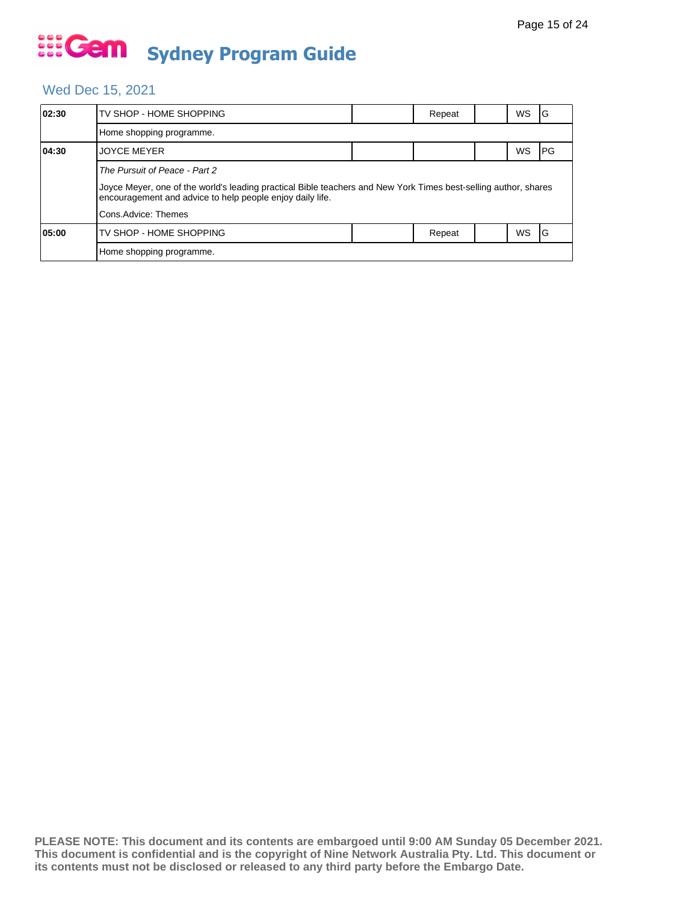# Sydney Program Guide

## Wed Dec 15, 2021

| Time | Program | | | | | |
|---|---|---|---|---|---|---|
| 02:30 | TV SHOP - HOME SHOPPING | | Repeat | | WS | G |
| | Home shopping programme. | | | | | |
| 04:30 | JOYCE MEYER | | | | WS | PG |
| | *The Pursuit of Peace - Part 2*<br><br>Joyce Meyer, one of the world's leading practical Bible teachers and New York Times best-selling author, shares encouragement and advice to help people enjoy daily life.<br><br>Cons.Advice: Themes | | | | | |
| 05:00 | TV SHOP - HOME SHOPPING | | Repeat | | WS | G |
| | Home shopping programme. | | | | | |

**PLEASE NOTE: This document and its contents are embargoed until 9:00 AM Sunday 05 December 2021. This document is confidential and is the copyright of Nine Network Australia Pty. Ltd. This document or its contents must not be disclosed or released to any third party before the Embargo Date.**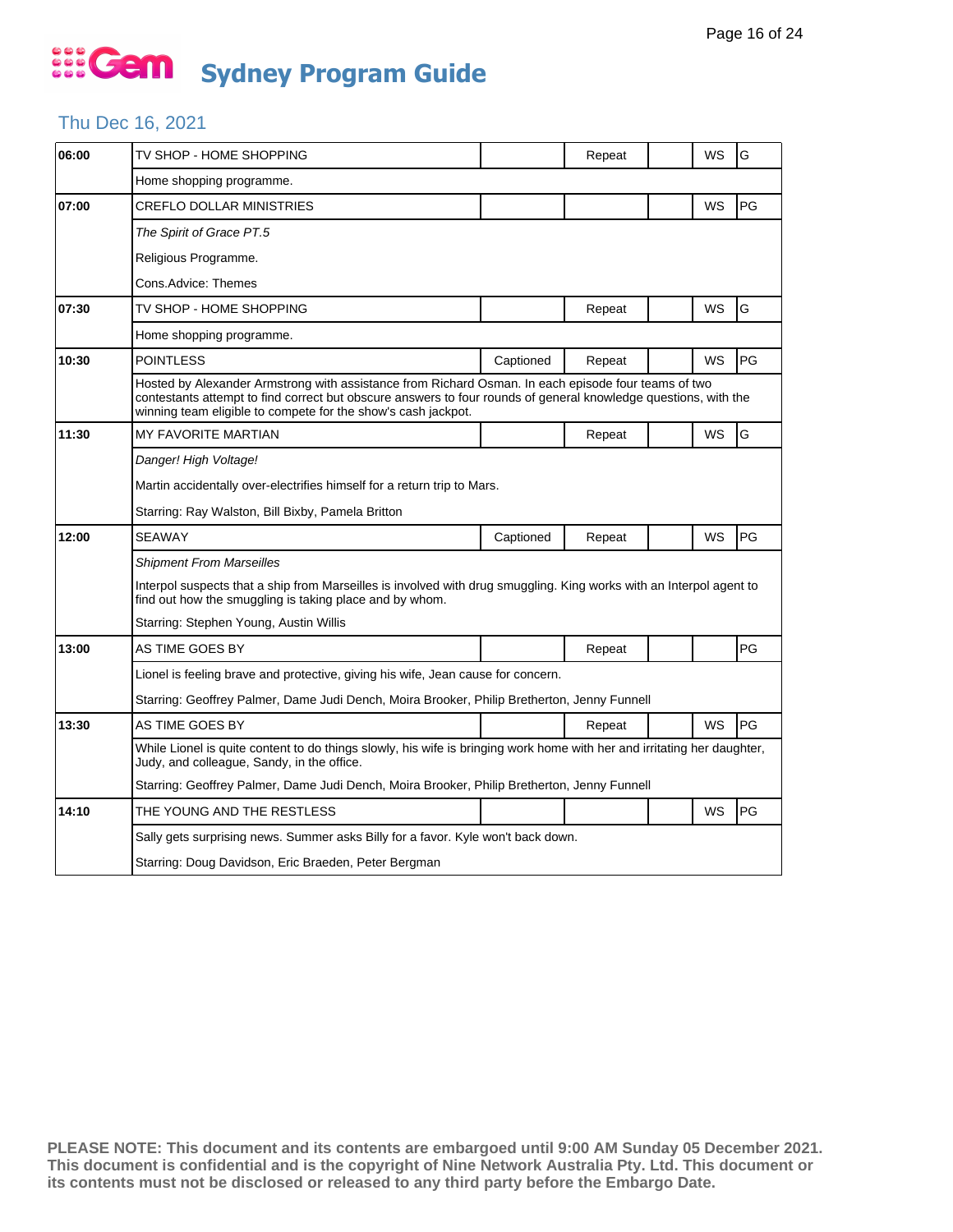# Gem Sydney Program Guide

## Thu Dec 16, 2021

| Time | Program | Captioned | Repeat | | WS | Rating |
|---|---|---|---|---|---|---|
| 06:00 | TV SHOP - HOME SHOPPING | | Repeat | | WS | G |
| | Home shopping programme. | | | | | |
| 07:00 | CREFLO DOLLAR MINISTRIES | | | | WS | PG |
| | *The Spirit of Grace PT.5*<br>Religious Programme.<br>Cons.Advice: Themes | | | | | |
| 07:30 | TV SHOP - HOME SHOPPING | | Repeat | | WS | G |
| | Home shopping programme. | | | | | |
| 10:30 | POINTLESS | Captioned | Repeat | | WS | PG |
| | Hosted by Alexander Armstrong with assistance from Richard Osman. In each episode four teams of two contestants attempt to find correct but obscure answers to four rounds of general knowledge questions, with the winning team eligible to compete for the show's cash jackpot. | | | | | |
| 11:30 | MY FAVORITE MARTIAN | | Repeat | | WS | G |
| | *Danger! High Voltage!*<br>Martin accidentally over-electrifies himself for a return trip to Mars.<br>Starring: Ray Walston, Bill Bixby, Pamela Britton | | | | | |
| 12:00 | SEAWAY | Captioned | Repeat | | WS | PG |
| | *Shipment From Marseilles*<br>Interpol suspects that a ship from Marseilles is involved with drug smuggling. King works with an Interpol agent to find out how the smuggling is taking place and by whom.<br>Starring: Stephen Young, Austin Willis | | | | | |
| 13:00 | AS TIME GOES BY | | Repeat | | | PG |
| | Lionel is feeling brave and protective, giving his wife, Jean cause for concern.<br>Starring: Geoffrey Palmer, Dame Judi Dench, Moira Brooker, Philip Bretherton, Jenny Funnell | | | | | |
| 13:30 | AS TIME GOES BY | | Repeat | | WS | PG |
| | While Lionel is quite content to do things slowly, his wife is bringing work home with her and irritating her daughter, Judy, and colleague, Sandy, in the office.<br>Starring: Geoffrey Palmer, Dame Judi Dench, Moira Brooker, Philip Bretherton, Jenny Funnell | | | | | |
| 14:10 | THE YOUNG AND THE RESTLESS | | | | WS | PG |
| | Sally gets surprising news. Summer asks Billy for a favor. Kyle won't back down.<br>Starring: Doug Davidson, Eric Braeden, Peter Bergman | | | | | |

**PLEASE NOTE: This document and its contents are embargoed until 9:00 AM Sunday 05 December 2021. This document is confidential and is the copyright of Nine Network Australia Pty. Ltd. This document or its contents must not be disclosed or released to any third party before the Embargo Date.**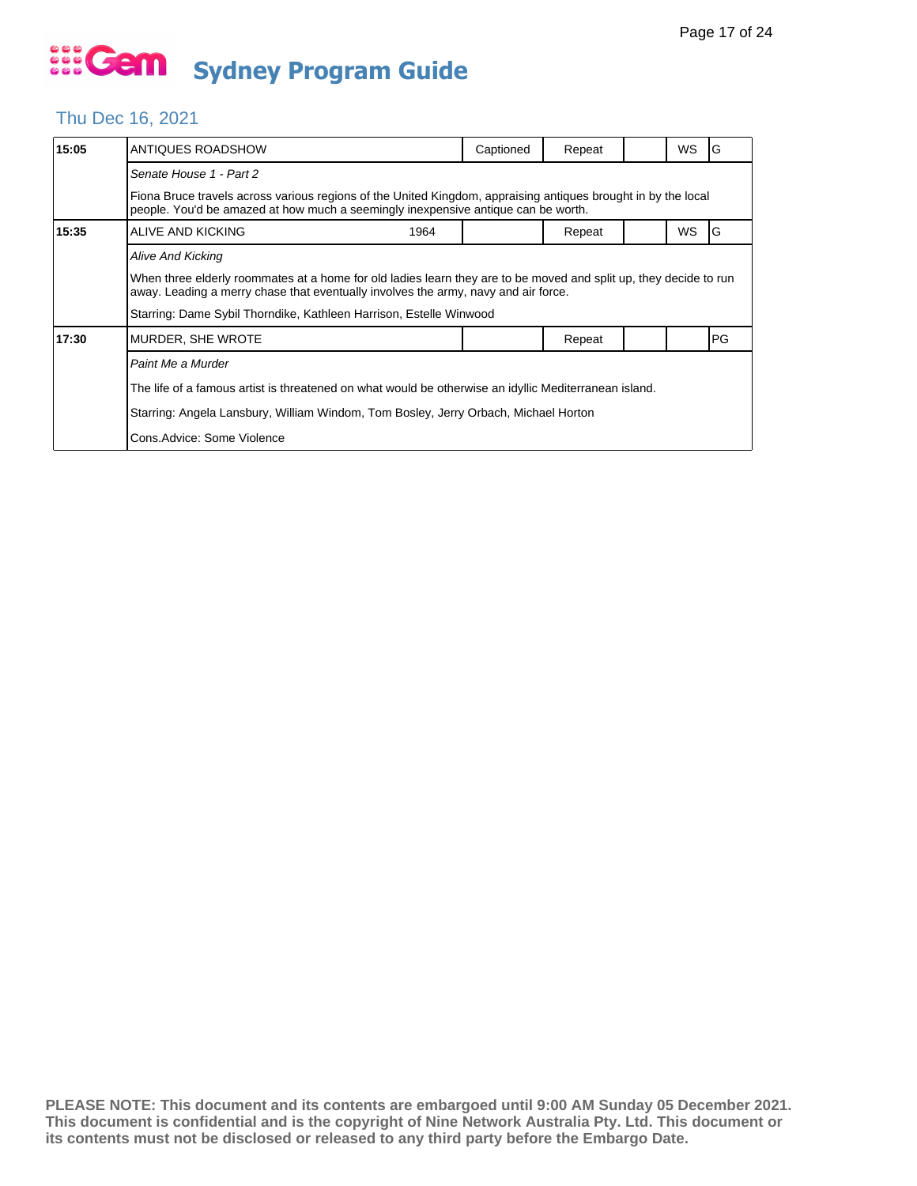# Sydney Program Guide

## Thu Dec 16, 2021

| Time | Program | | Captioned | Repeat | | WS | Rating |
|---|---|---|---|---|---|---|---|
| 15:05 | ANTIQUES ROADSHOW | | Captioned | Repeat | | WS | G |

*Senate House 1 - Part 2*

Fiona Bruce travels across various regions of the United Kingdom, appraising antiques brought in by the local people. You'd be amazed at how much a seemingly inexpensive antique can be worth.

| Time | Program | Year | Captioned | Repeat | | WS | Rating |
|---|---|---|---|---|---|---|---|
| 15:35 | ALIVE AND KICKING | 1964 | | Repeat | | WS | G |

*Alive And Kicking*

When three elderly roommates at a home for old ladies learn they are to be moved and split up, they decide to run away. Leading a merry chase that eventually involves the army, navy and air force.

Starring: Dame Sybil Thorndike, Kathleen Harrison, Estelle Winwood

| Time | Program | | Captioned | Repeat | | WS | Rating |
|---|---|---|---|---|---|---|---|
| 17:30 | MURDER, SHE WROTE | | | Repeat | | | PG |

*Paint Me a Murder*

The life of a famous artist is threatened on what would be otherwise an idyllic Mediterranean island.

Starring: Angela Lansbury, William Windom, Tom Bosley, Jerry Orbach, Michael Horton

Cons.Advice: Some Violence

**PLEASE NOTE: This document and its contents are embargoed until 9:00 AM Sunday 05 December 2021. This document is confidential and is the copyright of Nine Network Australia Pty. Ltd. This document or its contents must not be disclosed or released to any third party before the Embargo Date.**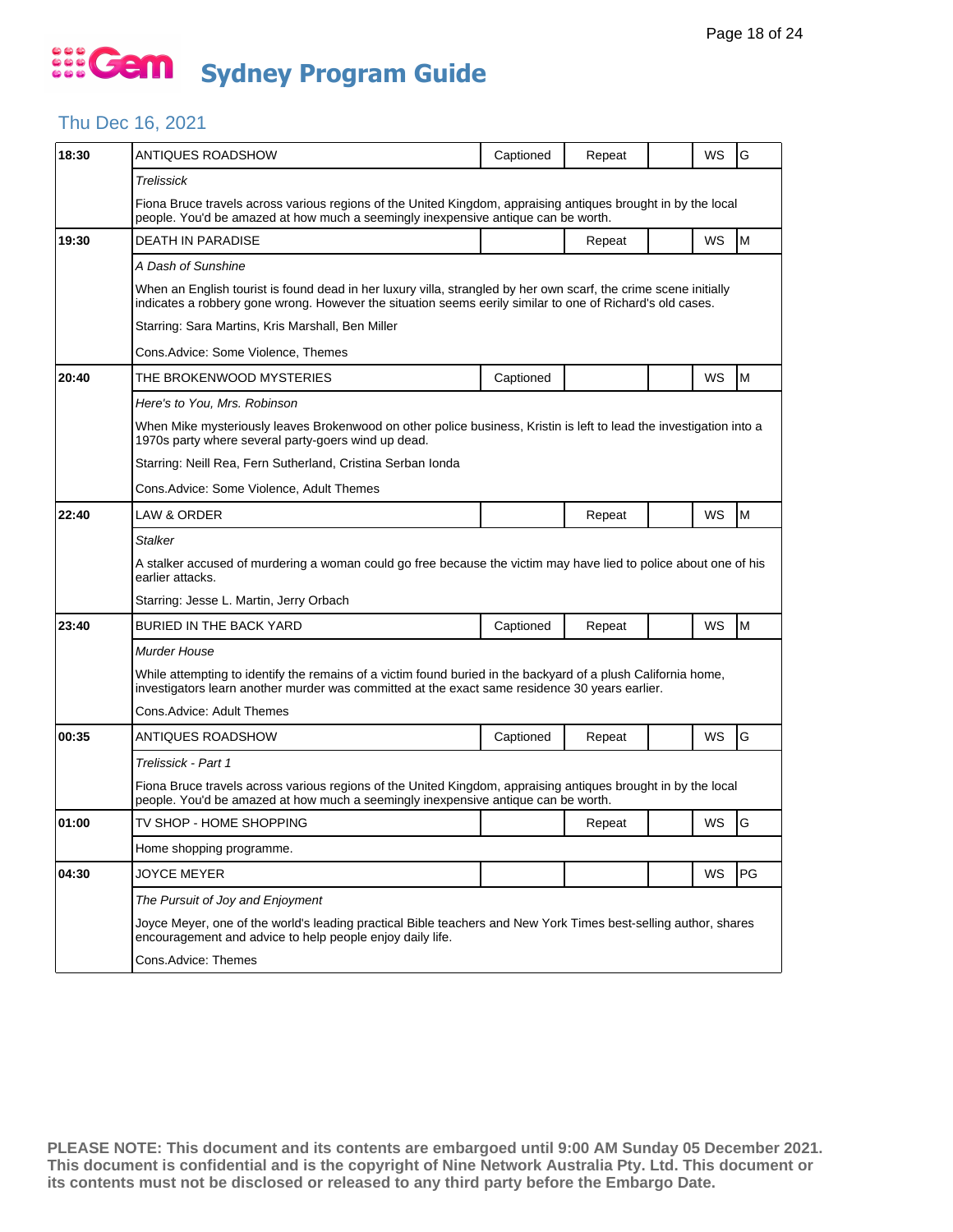# Gem Sydney Program Guide

## Thu Dec 16, 2021

| Time | Program | Captioned | Repeat | | WS | Rating |
|---|---|---|---|---|---|---|
| 18:30 | ANTIQUES ROADSHOW | Captioned | Repeat | | WS | G |
| | *Trelissick*<br>Fiona Bruce travels across various regions of the United Kingdom, appraising antiques brought in by the local people. You'd be amazed at how much a seemingly inexpensive antique can be worth. | | | | | |
| 19:30 | DEATH IN PARADISE | | Repeat | | WS | M |
| | *A Dash of Sunshine*<br>When an English tourist is found dead in her luxury villa, strangled by her own scarf, the crime scene initially indicates a robbery gone wrong. However the situation seems eerily similar to one of Richard's old cases.<br>Starring: Sara Martins, Kris Marshall, Ben Miller<br>Cons.Advice: Some Violence, Themes | | | | | |
| 20:40 | THE BROKENWOOD MYSTERIES | Captioned | | | WS | M |
| | *Here's to You, Mrs. Robinson*<br>When Mike mysteriously leaves Brokenwood on other police business, Kristin is left to lead the investigation into a 1970s party where several party-goers wind up dead.<br>Starring: Neill Rea, Fern Sutherland, Cristina Serban Ionda<br>Cons.Advice: Some Violence, Adult Themes | | | | | |
| 22:40 | LAW & ORDER | | Repeat | | WS | M |
| | *Stalker*<br>A stalker accused of murdering a woman could go free because the victim may have lied to police about one of his earlier attacks.<br>Starring: Jesse L. Martin, Jerry Orbach | | | | | |
| 23:40 | BURIED IN THE BACK YARD | Captioned | Repeat | | WS | M |
| | *Murder House*<br>While attempting to identify the remains of a victim found buried in the backyard of a plush California home, investigators learn another murder was committed at the exact same residence 30 years earlier.<br>Cons.Advice: Adult Themes | | | | | |
| 00:35 | ANTIQUES ROADSHOW | Captioned | Repeat | | WS | G |
| | *Trelissick - Part 1*<br>Fiona Bruce travels across various regions of the United Kingdom, appraising antiques brought in by the local people. You'd be amazed at how much a seemingly inexpensive antique can be worth. | | | | | |
| 01:00 | TV SHOP - HOME SHOPPING | | Repeat | | WS | G |
| | Home shopping programme. | | | | | |
| 04:30 | JOYCE MEYER | | | | WS | PG |
| | *The Pursuit of Joy and Enjoyment*<br>Joyce Meyer, one of the world's leading practical Bible teachers and New York Times best-selling author, shares encouragement and advice to help people enjoy daily life.<br>Cons.Advice: Themes | | | | | |

**PLEASE NOTE: This document and its contents are embargoed until 9:00 AM Sunday 05 December 2021. This document is confidential and is the copyright of Nine Network Australia Pty. Ltd. This document or its contents must not be disclosed or released to any third party before the Embargo Date.**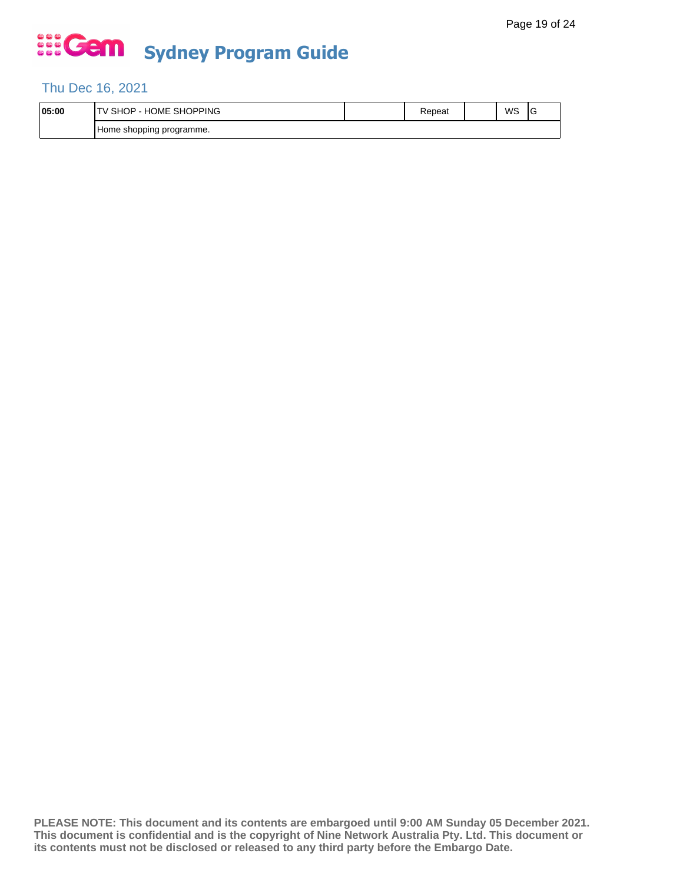# Sydney Program Guide

## Thu Dec 16, 2021

| 05:00 | TV SHOP - HOME SHOPPING | | Repeat | | WS | G |
|---|---|---|---|---|---|---|
| | Home shopping programme. | | | | | |

**PLEASE NOTE: This document and its contents are embargoed until 9:00 AM Sunday 05 December 2021. This document is confidential and is the copyright of Nine Network Australia Pty. Ltd. This document or its contents must not be disclosed or released to any third party before the Embargo Date.**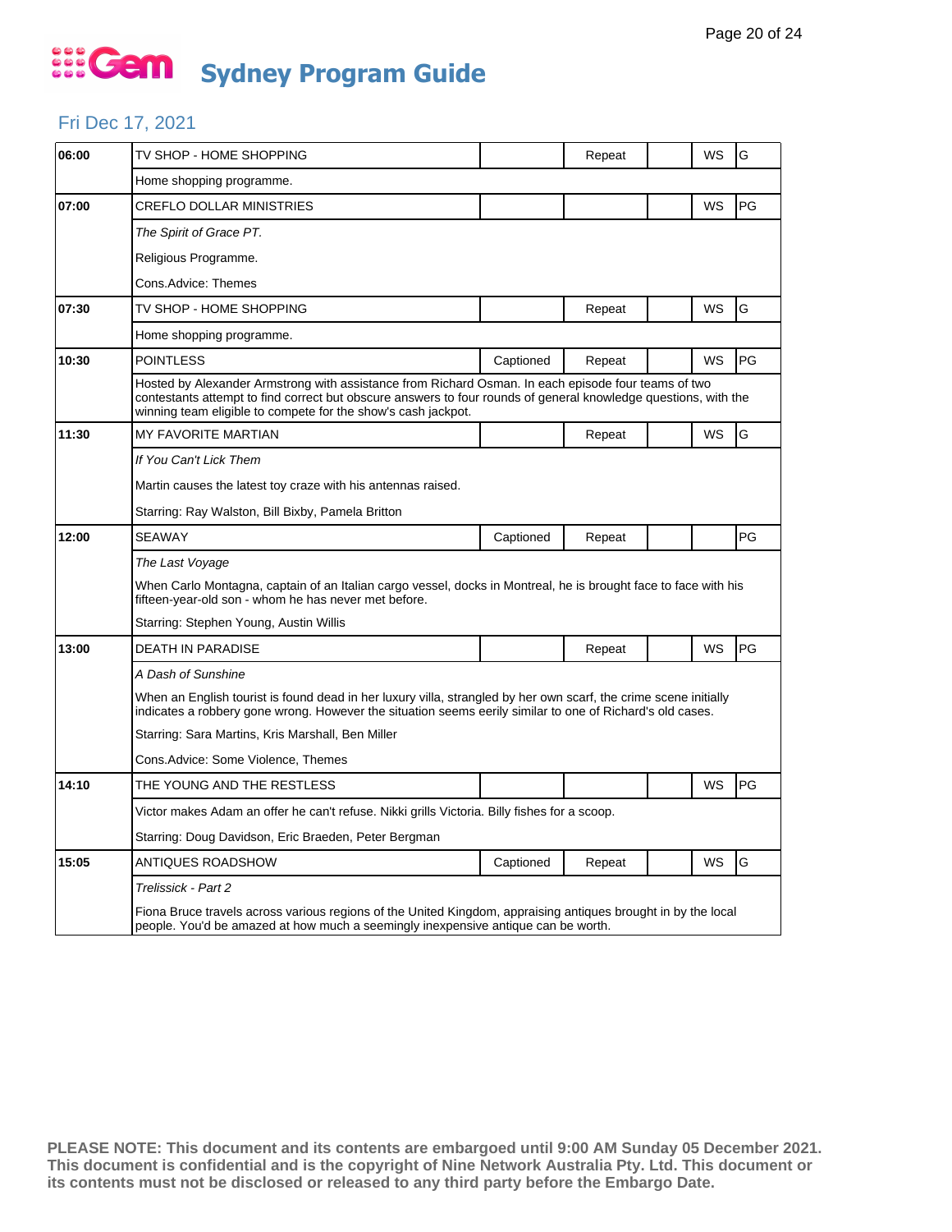# Sydney Program Guide

## Fri Dec 17, 2021

| Time | Program | Captioned | Repeat | | WS | Rating |
|---|---|---|---|---|---|---|
| 06:00 | TV SHOP - HOME SHOPPING | | Repeat | | WS | G |
| | Home shopping programme. | | | | | |
| 07:00 | CREFLO DOLLAR MINISTRIES | | | | WS | PG |
| | *The Spirit of Grace PT.* | | | | | |
| | Religious Programme. | | | | | |
| | Cons.Advice: Themes | | | | | |
| 07:30 | TV SHOP - HOME SHOPPING | | Repeat | | WS | G |
| | Home shopping programme. | | | | | |
| 10:30 | POINTLESS | Captioned | Repeat | | WS | PG |
| | Hosted by Alexander Armstrong with assistance from Richard Osman. In each episode four teams of two contestants attempt to find correct but obscure answers to four rounds of general knowledge questions, with the winning team eligible to compete for the show's cash jackpot. | | | | | |
| 11:30 | MY FAVORITE MARTIAN | | Repeat | | WS | G |
| | *If You Can't Lick Them* | | | | | |
| | Martin causes the latest toy craze with his antennas raised. | | | | | |
| | Starring: Ray Walston, Bill Bixby, Pamela Britton | | | | | |
| 12:00 | SEAWAY | Captioned | Repeat | | | PG |
| | *The Last Voyage* | | | | | |
| | When Carlo Montagna, captain of an Italian cargo vessel, docks in Montreal, he is brought face to face with his fifteen-year-old son - whom he has never met before. | | | | | |
| | Starring: Stephen Young, Austin Willis | | | | | |
| 13:00 | DEATH IN PARADISE | | Repeat | | WS | PG |
| | *A Dash of Sunshine* | | | | | |
| | When an English tourist is found dead in her luxury villa, strangled by her own scarf, the crime scene initially indicates a robbery gone wrong. However the situation seems eerily similar to one of Richard's old cases. | | | | | |
| | Starring: Sara Martins, Kris Marshall, Ben Miller | | | | | |
| | Cons.Advice: Some Violence, Themes | | | | | |
| 14:10 | THE YOUNG AND THE RESTLESS | | | | WS | PG |
| | Victor makes Adam an offer he can't refuse. Nikki grills Victoria. Billy fishes for a scoop. | | | | | |
| | Starring: Doug Davidson, Eric Braeden, Peter Bergman | | | | | |
| 15:05 | ANTIQUES ROADSHOW | Captioned | Repeat | | WS | G |
| | *Trelissick - Part 2* | | | | | |
| | Fiona Bruce travels across various regions of the United Kingdom, appraising antiques brought in by the local people. You'd be amazed at how much a seemingly inexpensive antique can be worth. | | | | | |

**PLEASE NOTE: This document and its contents are embargoed until 9:00 AM Sunday 05 December 2021. This document is confidential and is the copyright of Nine Network Australia Pty. Ltd. This document or its contents must not be disclosed or released to any third party before the Embargo Date.**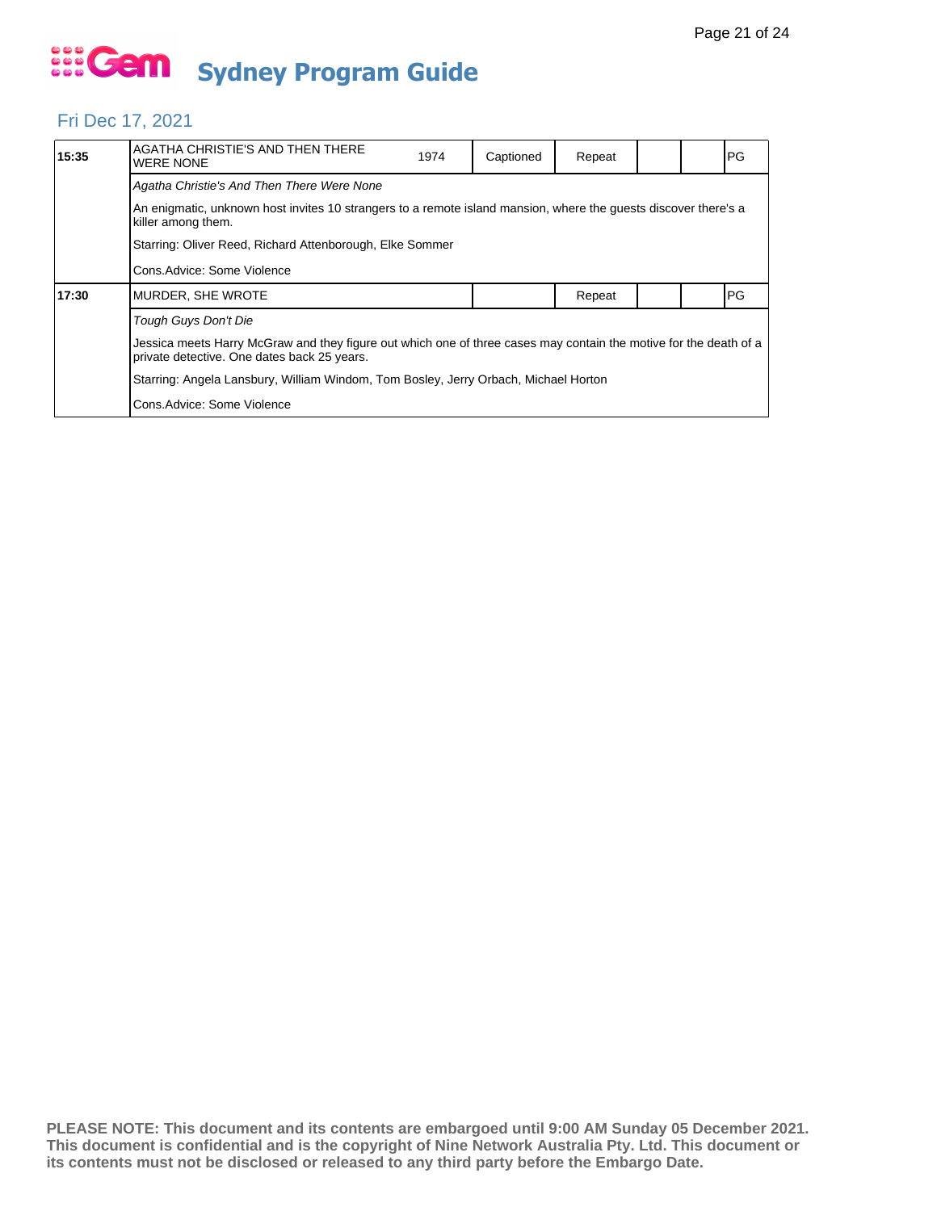# Gem Sydney Program Guide

## Fri Dec 17, 2021

| Time | Program | Year | Captioned | Repeat | | | Rating |
|---|---|---|---|---|---|---|---|
| **15:35** | AGATHA CHRISTIE'S AND THEN THERE WERE NONE | 1974 | Captioned | Repeat | | | PG |

*Agatha Christie's And Then There Were None*

An enigmatic, unknown host invites 10 strangers to a remote island mansion, where the guests discover there's a killer among them.

Starring: Oliver Reed, Richard Attenborough, Elke Sommer

Cons.Advice: Some Violence

| Time | Program | Year | Captioned | Repeat | | | Rating |
|---|---|---|---|---|---|---|---|
| **17:30** | MURDER, SHE WROTE | | | Repeat | | | PG |

*Tough Guys Don't Die*

Jessica meets Harry McGraw and they figure out which one of three cases may contain the motive for the death of a private detective. One dates back 25 years.

Starring: Angela Lansbury, William Windom, Tom Bosley, Jerry Orbach, Michael Horton

Cons.Advice: Some Violence

**PLEASE NOTE: This document and its contents are embargoed until 9:00 AM Sunday 05 December 2021. This document is confidential and is the copyright of Nine Network Australia Pty. Ltd. This document or its contents must not be disclosed or released to any third party before the Embargo Date.**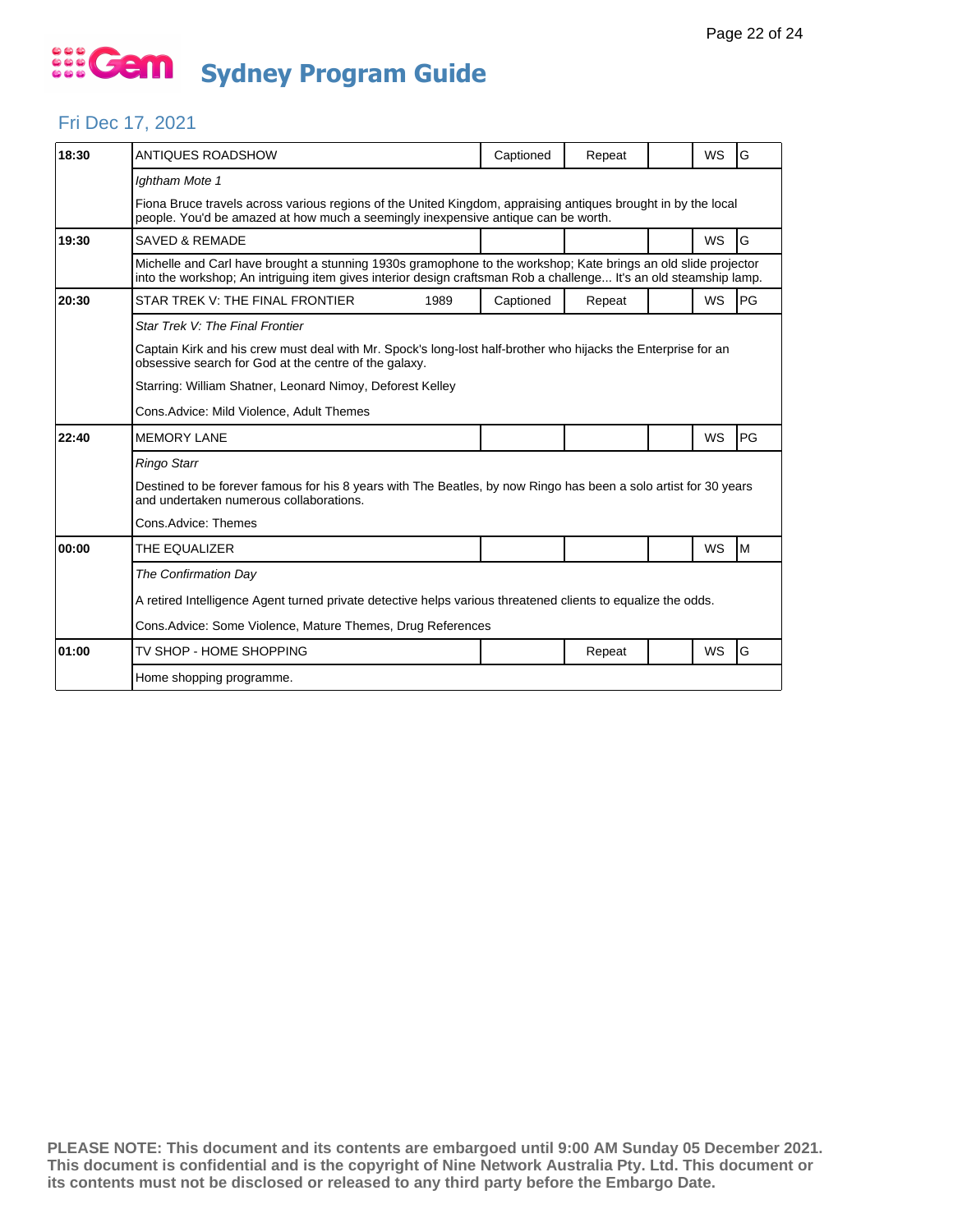# Sydney Program Guide

## Fri Dec 17, 2021

| Time | Program | | Captioned | Repeat | | WS | Rating |
|---|---|---|---|---|---|---|---|
| 18:30 | ANTIQUES ROADSHOW | | Captioned | Repeat | | WS | G |
| | *Ightham Mote 1* | | | | | | |
| | Fiona Bruce travels across various regions of the United Kingdom, appraising antiques brought in by the local people. You'd be amazed at how much a seemingly inexpensive antique can be worth. | | | | | | |
| 19:30 | SAVED & REMADE | | | | | WS | G |
| | Michelle and Carl have brought a stunning 1930s gramophone to the workshop; Kate brings an old slide projector into the workshop; An intriguing item gives interior design craftsman Rob a challenge... It's an old steamship lamp. | | | | | | |
| 20:30 | STAR TREK V: THE FINAL FRONTIER | 1989 | Captioned | Repeat | | WS | PG |
| | *Star Trek V: The Final Frontier* | | | | | | |
| | Captain Kirk and his crew must deal with Mr. Spock's long-lost half-brother who hijacks the Enterprise for an obsessive search for God at the centre of the galaxy. | | | | | | |
| | Starring: William Shatner, Leonard Nimoy, Deforest Kelley | | | | | | |
| | Cons.Advice: Mild Violence, Adult Themes | | | | | | |
| 22:40 | MEMORY LANE | | | | | WS | PG |
| | *Ringo Starr* | | | | | | |
| | Destined to be forever famous for his 8 years with The Beatles, by now Ringo has been a solo artist for 30 years and undertaken numerous collaborations. | | | | | | |
| | Cons.Advice: Themes | | | | | | |
| 00:00 | THE EQUALIZER | | | | | WS | M |
| | *The Confirmation Day* | | | | | | |
| | A retired Intelligence Agent turned private detective helps various threatened clients to equalize the odds. | | | | | | |
| | Cons.Advice: Some Violence, Mature Themes, Drug References | | | | | | |
| 01:00 | TV SHOP - HOME SHOPPING | | | Repeat | | WS | G |
| | Home shopping programme. | | | | | | |

**PLEASE NOTE: This document and its contents are embargoed until 9:00 AM Sunday 05 December 2021. This document is confidential and is the copyright of Nine Network Australia Pty. Ltd. This document or its contents must not be disclosed or released to any third party before the Embargo Date.**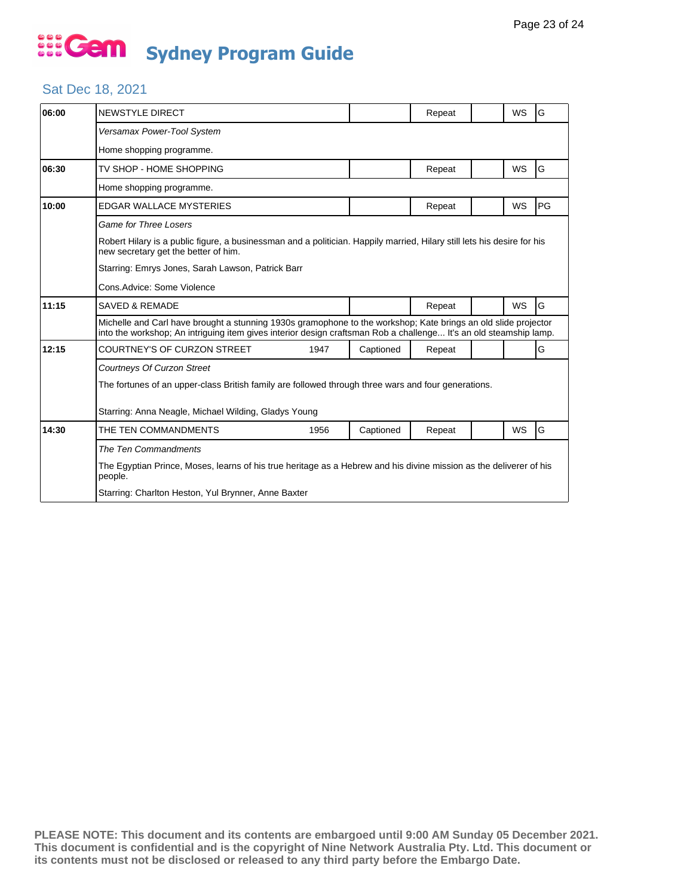# Gem Sydney Program Guide

## Sat Dec 18, 2021

| Time | Program | Year | Captioned | Repeat | | WS | Rating |
|---|---|---|---|---|---|---|---|
| 06:00 | NEWSTYLE DIRECT | | | Repeat | | WS | G |
| | *Versamax Power-Tool System*<br>Home shopping programme. | | | | | | |
| 06:30 | TV SHOP - HOME SHOPPING | | | Repeat | | WS | G |
| | Home shopping programme. | | | | | | |
| 10:00 | EDGAR WALLACE MYSTERIES | | | Repeat | | WS | PG |
| | *Game for Three Losers*<br>Robert Hilary is a public figure, a businessman and a politician. Happily married, Hilary still lets his desire for his new secretary get the better of him.<br>Starring: Emrys Jones, Sarah Lawson, Patrick Barr<br>Cons.Advice: Some Violence | | | | | | |
| 11:15 | SAVED & REMADE | | | Repeat | | WS | G |
| | Michelle and Carl have brought a stunning 1930s gramophone to the workshop; Kate brings an old slide projector into the workshop; An intriguing item gives interior design craftsman Rob a challenge... It's an old steamship lamp. | | | | | | |
| 12:15 | COURTNEY'S OF CURZON STREET | 1947 | Captioned | Repeat | | | G |
| | *Courtneys Of Curzon Street*<br>The fortunes of an upper-class British family are followed through three wars and four generations.<br>Starring: Anna Neagle, Michael Wilding, Gladys Young | | | | | | |
| 14:30 | THE TEN COMMANDMENTS | 1956 | Captioned | Repeat | | WS | G |
| | *The Ten Commandments*<br>The Egyptian Prince, Moses, learns of his true heritage as a Hebrew and his divine mission as the deliverer of his people.<br>Starring: Charlton Heston, Yul Brynner, Anne Baxter | | | | | | |

**PLEASE NOTE: This document and its contents are embargoed until 9:00 AM Sunday 05 December 2021. This document is confidential and is the copyright of Nine Network Australia Pty. Ltd. This document or its contents must not be disclosed or released to any third party before the Embargo Date.**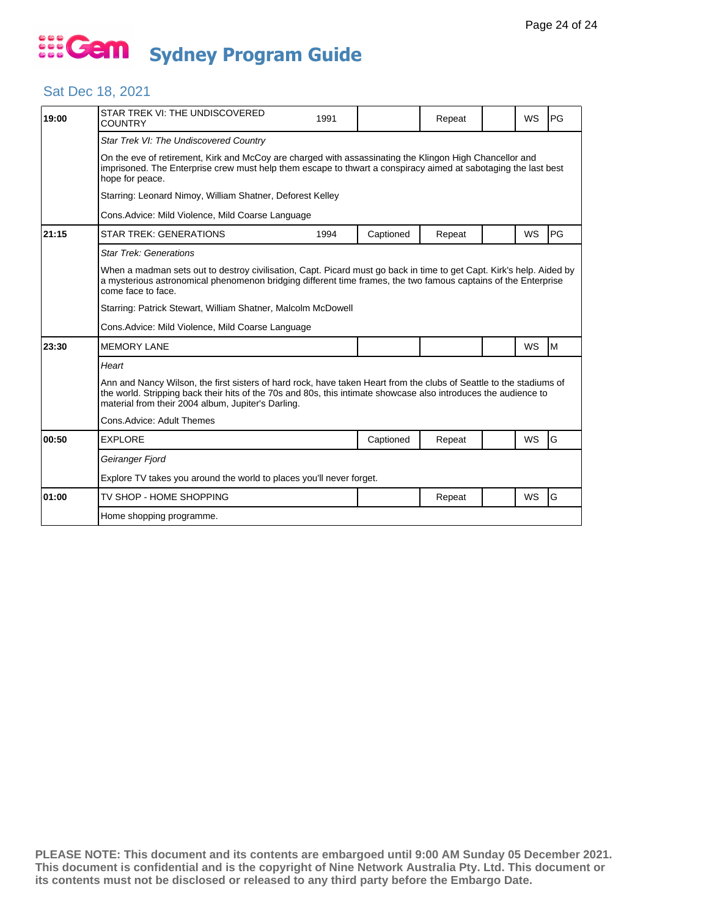# Gem Sydney Program Guide

## Sat Dec 18, 2021

| | | | | | | | |
|---|---|---|---|---|---|---|---|
| **19:00** | STAR TREK VI: THE UNDISCOVERED COUNTRY | 1991 | | Repeat | | WS | PG |
| | *Star Trek VI: The Undiscovered Country*<br><br>On the eve of retirement, Kirk and McCoy are charged with assassinating the Klingon High Chancellor and imprisoned. The Enterprise crew must help them escape to thwart a conspiracy aimed at sabotaging the last best hope for peace.<br><br>Starring: Leonard Nimoy, William Shatner, Deforest Kelley<br><br>Cons.Advice: Mild Violence, Mild Coarse Language | | | | | | |
| **21:15** | STAR TREK: GENERATIONS | 1994 | Captioned | Repeat | | WS | PG |
| | *Star Trek: Generations*<br><br>When a madman sets out to destroy civilisation, Capt. Picard must go back in time to get Capt. Kirk's help. Aided by a mysterious astronomical phenomenon bridging different time frames, the two famous captains of the Enterprise come face to face.<br><br>Starring: Patrick Stewart, William Shatner, Malcolm McDowell<br><br>Cons.Advice: Mild Violence, Mild Coarse Language | | | | | | |
| **23:30** | MEMORY LANE | | | | | WS | M |
| | *Heart*<br><br>Ann and Nancy Wilson, the first sisters of hard rock, have taken Heart from the clubs of Seattle to the stadiums of the world. Stripping back their hits of the 70s and 80s, this intimate showcase also introduces the audience to material from their 2004 album, Jupiter's Darling.<br><br>Cons.Advice: Adult Themes | | | | | | |
| **00:50** | EXPLORE | | Captioned | Repeat | | WS | G |
| | *Geiranger Fjord*<br><br>Explore TV takes you around the world to places you'll never forget. | | | | | | |
| **01:00** | TV SHOP - HOME SHOPPING | | | Repeat | | WS | G |
| | Home shopping programme. | | | | | | |

**PLEASE NOTE: This document and its contents are embargoed until 9:00 AM Sunday 05 December 2021. This document is confidential and is the copyright of Nine Network Australia Pty. Ltd. This document or its contents must not be disclosed or released to any third party before the Embargo Date.**